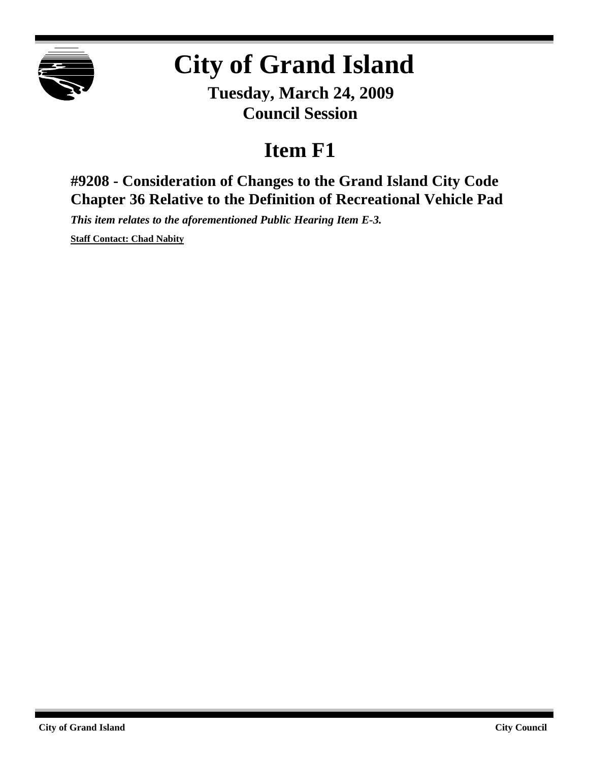# City of Grand Island

**Tuesday, March 24, 2009**
**Council Session**

# Item F1

## #9208 - Consideration of Changes to the Grand Island City Code Chapter 36 Relative to the Definition of Recreational Vehicle Pad

***This item relates to the aforementioned Public Hearing Item E-3.***

**Staff Contact: Chad Nabity**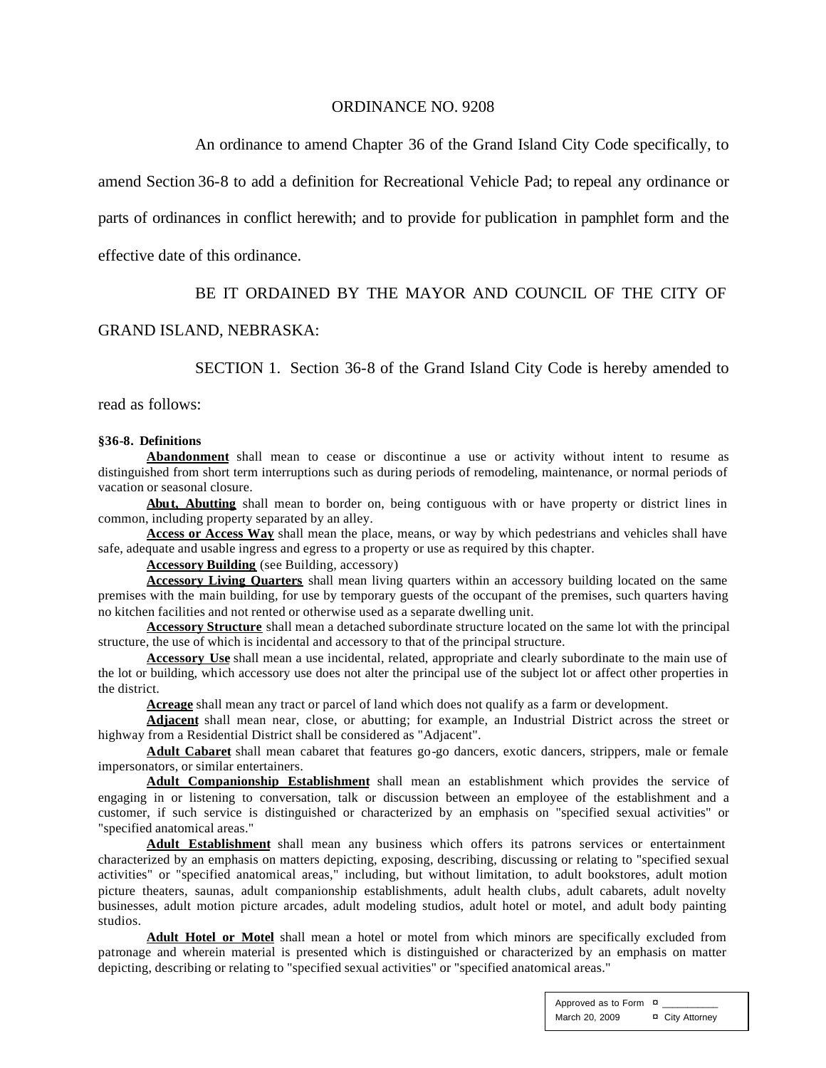ORDINANCE NO. 9208

An ordinance to amend Chapter 36 of the Grand Island City Code specifically, to amend Section 36-8 to add a definition for Recreational Vehicle Pad; to repeal any ordinance or parts of ordinances in conflict herewith; and to provide for publication in pamphlet form and the effective date of this ordinance.

BE IT ORDAINED BY THE MAYOR AND COUNCIL OF THE CITY OF GRAND ISLAND, NEBRASKA:

SECTION 1. Section 36-8 of the Grand Island City Code is hereby amended to read as follows:

**§36-8. Definitions**

**Abandonment** shall mean to cease or discontinue a use or activity without intent to resume as distinguished from short term interruptions such as during periods of remodeling, maintenance, or normal periods of vacation or seasonal closure.

**Abut, Abutting** shall mean to border on, being contiguous with or have property or district lines in common, including property separated by an alley.

**Access or Access Way** shall mean the place, means, or way by which pedestrians and vehicles shall have safe, adequate and usable ingress and egress to a property or use as required by this chapter.

**Accessory Building** (see Building, accessory)

**Accessory Living Quarters** shall mean living quarters within an accessory building located on the same premises with the main building, for use by temporary guests of the occupant of the premises, such quarters having no kitchen facilities and not rented or otherwise used as a separate dwelling unit.

**Accessory Structure** shall mean a detached subordinate structure located on the same lot with the principal structure, the use of which is incidental and accessory to that of the principal structure.

**Accessory Use** shall mean a use incidental, related, appropriate and clearly subordinate to the main use of the lot or building, which accessory use does not alter the principal use of the subject lot or affect other properties in the district.

**Acreage** shall mean any tract or parcel of land which does not qualify as a farm or development.

**Adjacent** shall mean near, close, or abutting; for example, an Industrial District across the street or highway from a Residential District shall be considered as "Adjacent".

**Adult Cabaret** shall mean cabaret that features go-go dancers, exotic dancers, strippers, male or female impersonators, or similar entertainers.

**Adult Companionship Establishment** shall mean an establishment which provides the service of engaging in or listening to conversation, talk or discussion between an employee of the establishment and a customer, if such service is distinguished or characterized by an emphasis on "specified sexual activities" or "specified anatomical areas."

**Adult Establishment** shall mean any business which offers its patrons services or entertainment characterized by an emphasis on matters depicting, exposing, describing, discussing or relating to "specified sexual activities" or "specified anatomical areas," including, but without limitation, to adult bookstores, adult motion picture theaters, saunas, adult companionship establishments, adult health clubs, adult cabarets, adult novelty businesses, adult motion picture arcades, adult modeling studios, adult hotel or motel, and adult body painting studios.

**Adult Hotel or Motel** shall mean a hotel or motel from which minors are specifically excluded from patronage and wherein material is presented which is distinguished or characterized by an emphasis on matter depicting, describing or relating to "specified sexual activities" or "specified anatomical areas."

| Approved as to Form | ¤ ___________ |
|---|---|
| March 20, 2009 | ¤ City Attorney |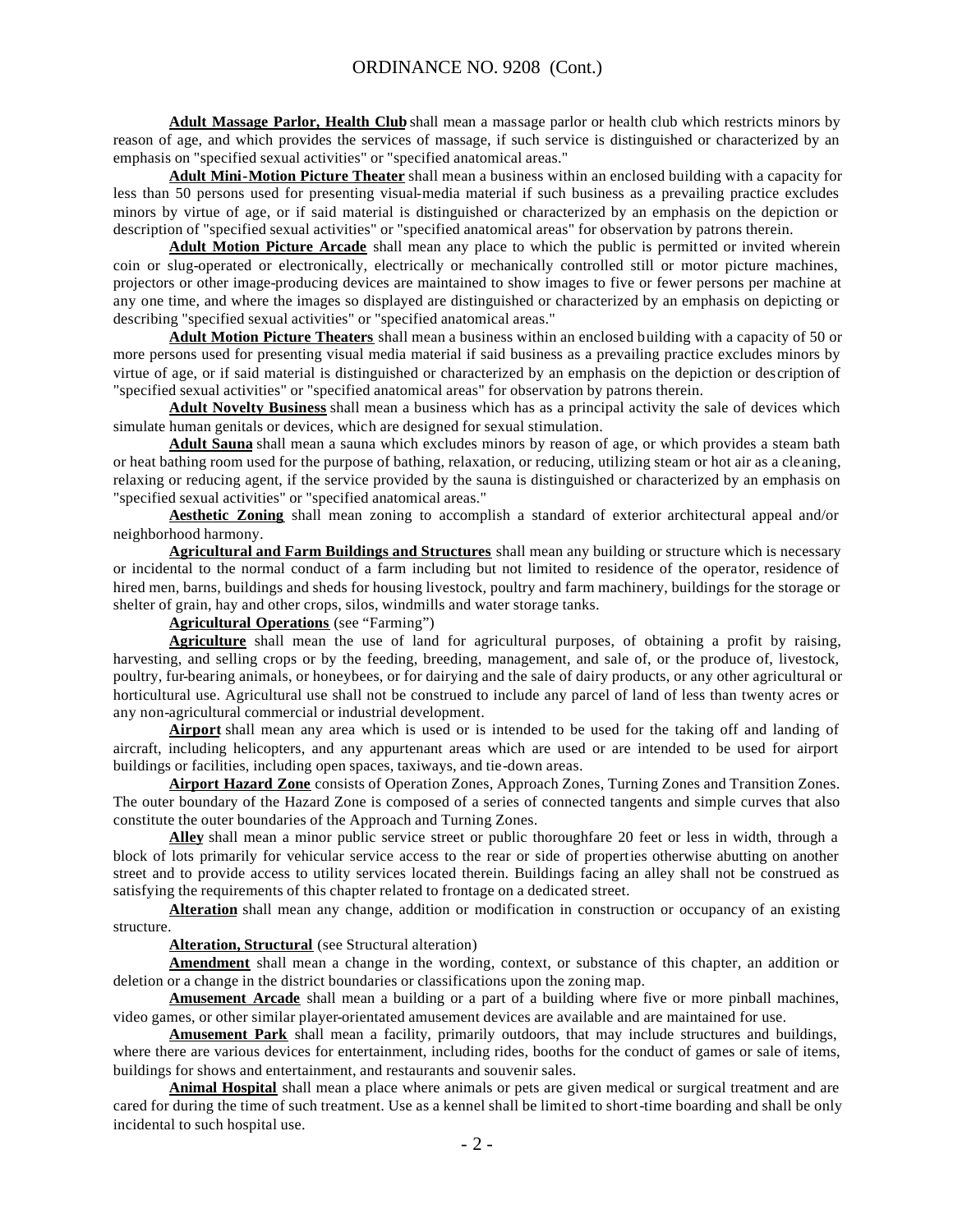**Adult Massage Parlor, Health Club** shall mean a massage parlor or health club which restricts minors by reason of age, and which provides the services of massage, if such service is distinguished or characterized by an emphasis on "specified sexual activities" or "specified anatomical areas."

**Adult Mini-Motion Picture Theater** shall mean a business within an enclosed building with a capacity for less than 50 persons used for presenting visual-media material if such business as a prevailing practice excludes minors by virtue of age, or if said material is distinguished or characterized by an emphasis on the depiction or description of "specified sexual activities" or "specified anatomical areas" for observation by patrons therein.

**Adult Motion Picture Arcade** shall mean any place to which the public is permitted or invited wherein coin or slug-operated or electronically, electrically or mechanically controlled still or motor picture machines, projectors or other image-producing devices are maintained to show images to five or fewer persons per machine at any one time, and where the images so displayed are distinguished or characterized by an emphasis on depicting or describing "specified sexual activities" or "specified anatomical areas."

**Adult Motion Picture Theaters** shall mean a business within an enclosed building with a capacity of 50 or more persons used for presenting visual media material if said business as a prevailing practice excludes minors by virtue of age, or if said material is distinguished or characterized by an emphasis on the depiction or description of "specified sexual activities" or "specified anatomical areas" for observation by patrons therein.

**Adult Novelty Business** shall mean a business which has as a principal activity the sale of devices which simulate human genitals or devices, which are designed for sexual stimulation.

**Adult Sauna** shall mean a sauna which excludes minors by reason of age, or which provides a steam bath or heat bathing room used for the purpose of bathing, relaxation, or reducing, utilizing steam or hot air as a cleaning, relaxing or reducing agent, if the service provided by the sauna is distinguished or characterized by an emphasis on "specified sexual activities" or "specified anatomical areas."

**Aesthetic Zoning** shall mean zoning to accomplish a standard of exterior architectural appeal and/or neighborhood harmony.

**Agricultural and Farm Buildings and Structures** shall mean any building or structure which is necessary or incidental to the normal conduct of a farm including but not limited to residence of the operator, residence of hired men, barns, buildings and sheds for housing livestock, poultry and farm machinery, buildings for the storage or shelter of grain, hay and other crops, silos, windmills and water storage tanks.

**Agricultural Operations** (see "Farming")

**Agriculture** shall mean the use of land for agricultural purposes, of obtaining a profit by raising, harvesting, and selling crops or by the feeding, breeding, management, and sale of, or the produce of, livestock, poultry, fur-bearing animals, or honeybees, or for dairying and the sale of dairy products, or any other agricultural or horticultural use. Agricultural use shall not be construed to include any parcel of land of less than twenty acres or any non-agricultural commercial or industrial development.

**Airport** shall mean any area which is used or is intended to be used for the taking off and landing of aircraft, including helicopters, and any appurtenant areas which are used or are intended to be used for airport buildings or facilities, including open spaces, taxiways, and tie-down areas.

**Airport Hazard Zone** consists of Operation Zones, Approach Zones, Turning Zones and Transition Zones. The outer boundary of the Hazard Zone is composed of a series of connected tangents and simple curves that also constitute the outer boundaries of the Approach and Turning Zones.

**Alley** shall mean a minor public service street or public thoroughfare 20 feet or less in width, through a block of lots primarily for vehicular service access to the rear or side of properties otherwise abutting on another street and to provide access to utility services located therein. Buildings facing an alley shall not be construed as satisfying the requirements of this chapter related to frontage on a dedicated street.

**Alteration** shall mean any change, addition or modification in construction or occupancy of an existing structure.

**Alteration, Structural** (see Structural alteration)

**Amendment** shall mean a change in the wording, context, or substance of this chapter, an addition or deletion or a change in the district boundaries or classifications upon the zoning map.

**Amusement Arcade** shall mean a building or a part of a building where five or more pinball machines, video games, or other similar player-orientated amusement devices are available and are maintained for use.

**Amusement Park** shall mean a facility, primarily outdoors, that may include structures and buildings, where there are various devices for entertainment, including rides, booths for the conduct of games or sale of items, buildings for shows and entertainment, and restaurants and souvenir sales.

**Animal Hospital** shall mean a place where animals or pets are given medical or surgical treatment and are cared for during the time of such treatment. Use as a kennel shall be limited to short-time boarding and shall be only incidental to such hospital use.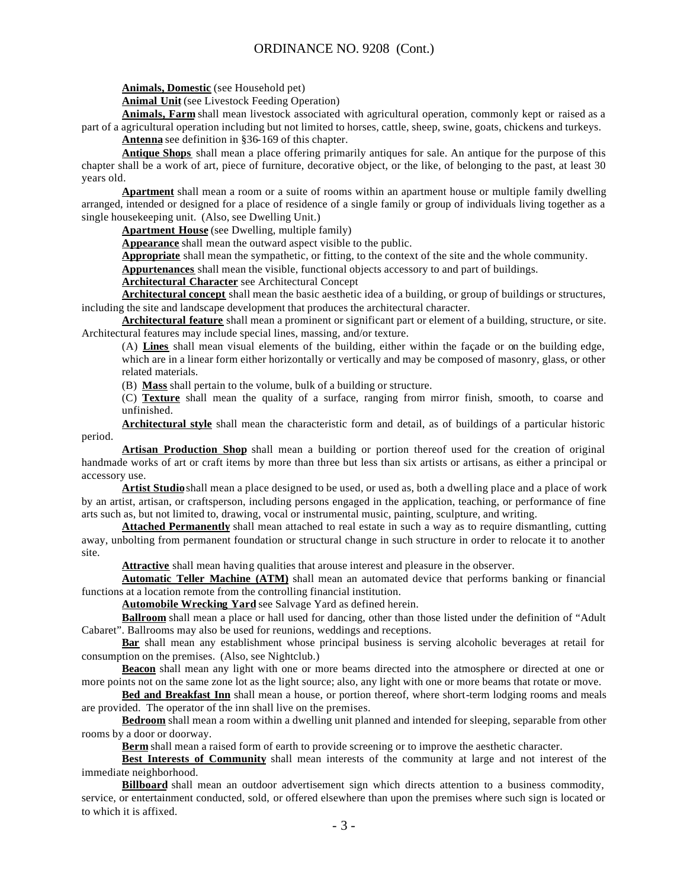**Animals, Domestic** (see Household pet)

**Animal Unit** (see Livestock Feeding Operation)

**Animals, Farm** shall mean livestock associated with agricultural operation, commonly kept or raised as a part of a agricultural operation including but not limited to horses, cattle, sheep, swine, goats, chickens and turkeys.

**Antenna** see definition in §36-169 of this chapter.

**Antique Shops** shall mean a place offering primarily antiques for sale. An antique for the purpose of this chapter shall be a work of art, piece of furniture, decorative object, or the like, of belonging to the past, at least 30 years old.

**Apartment** shall mean a room or a suite of rooms within an apartment house or multiple family dwelling arranged, intended or designed for a place of residence of a single family or group of individuals living together as a single housekeeping unit. (Also, see Dwelling Unit.)

**Apartment House** (see Dwelling, multiple family)

**Appearance** shall mean the outward aspect visible to the public.

**Appropriate** shall mean the sympathetic, or fitting, to the context of the site and the whole community.

**Appurtenances** shall mean the visible, functional objects accessory to and part of buildings.

**Architectural Character** see Architectural Concept

**Architectural concept** shall mean the basic aesthetic idea of a building, or group of buildings or structures, including the site and landscape development that produces the architectural character.

**Architectural feature** shall mean a prominent or significant part or element of a building, structure, or site. Architectural features may include special lines, massing, and/or texture.

(A) **Lines** shall mean visual elements of the building, either within the façade or on the building edge, which are in a linear form either horizontally or vertically and may be composed of masonry, glass, or other related materials.

(B) **Mass** shall pertain to the volume, bulk of a building or structure.

(C) **Texture** shall mean the quality of a surface, ranging from mirror finish, smooth, to coarse and unfinished.

**Architectural style** shall mean the characteristic form and detail, as of buildings of a particular historic period.

**Artisan Production Shop** shall mean a building or portion thereof used for the creation of original handmade works of art or craft items by more than three but less than six artists or artisans, as either a principal or accessory use.

**Artist Studio** shall mean a place designed to be used, or used as, both a dwelling place and a place of work by an artist, artisan, or craftsperson, including persons engaged in the application, teaching, or performance of fine arts such as, but not limited to, drawing, vocal or instrumental music, painting, sculpture, and writing.

**Attached Permanently** shall mean attached to real estate in such a way as to require dismantling, cutting away, unbolting from permanent foundation or structural change in such structure in order to relocate it to another site.

**Attractive** shall mean having qualities that arouse interest and pleasure in the observer.

**Automatic Teller Machine (ATM)** shall mean an automated device that performs banking or financial functions at a location remote from the controlling financial institution.

**Automobile Wrecking Yard** see Salvage Yard as defined herein.

**Ballroom** shall mean a place or hall used for dancing, other than those listed under the definition of "Adult Cabaret". Ballrooms may also be used for reunions, weddings and receptions.

**Bar** shall mean any establishment whose principal business is serving alcoholic beverages at retail for consumption on the premises. (Also, see Nightclub.)

**Beacon** shall mean any light with one or more beams directed into the atmosphere or directed at one or more points not on the same zone lot as the light source; also, any light with one or more beams that rotate or move.

**Bed and Breakfast Inn** shall mean a house, or portion thereof, where short-term lodging rooms and meals are provided. The operator of the inn shall live on the premises.

**Bedroom** shall mean a room within a dwelling unit planned and intended for sleeping, separable from other rooms by a door or doorway.

**Berm** shall mean a raised form of earth to provide screening or to improve the aesthetic character.

**Best Interests of Community** shall mean interests of the community at large and not interest of the immediate neighborhood.

**Billboard** shall mean an outdoor advertisement sign which directs attention to a business commodity, service, or entertainment conducted, sold, or offered elsewhere than upon the premises where such sign is located or to which it is affixed.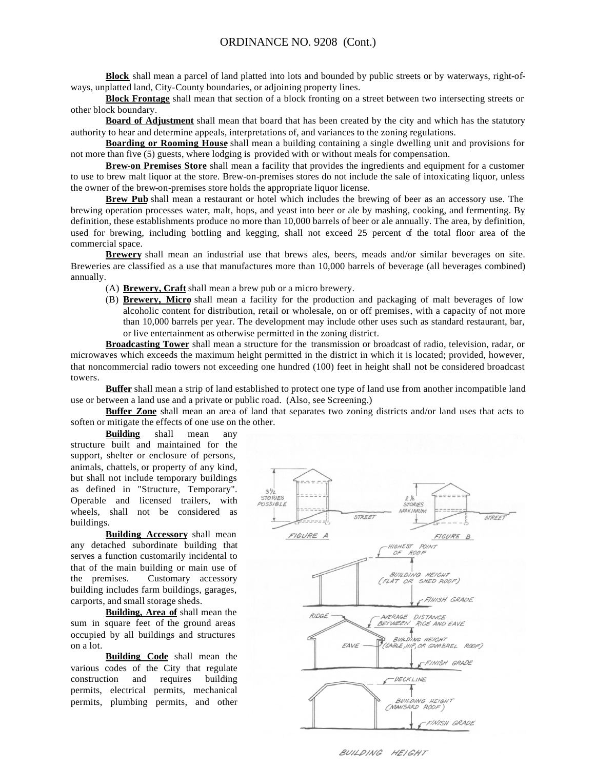**Block** shall mean a parcel of land platted into lots and bounded by public streets or by waterways, right-of-ways, unplatted land, City-County boundaries, or adjoining property lines.

**Block Frontage** shall mean that section of a block fronting on a street between two intersecting streets or other block boundary.

**Board of Adjustment** shall mean that board that has been created by the city and which has the statutory authority to hear and determine appeals, interpretations of, and variances to the zoning regulations.

**Boarding or Rooming House** shall mean a building containing a single dwelling unit and provisions for not more than five (5) guests, where lodging is provided with or without meals for compensation.

**Brew-on Premises Store** shall mean a facility that provides the ingredients and equipment for a customer to use to brew malt liquor at the store. Brew-on-premises stores do not include the sale of intoxicating liquor, unless the owner of the brew-on-premises store holds the appropriate liquor license.

**Brew Pub** shall mean a restaurant or hotel which includes the brewing of beer as an accessory use. The brewing operation processes water, malt, hops, and yeast into beer or ale by mashing, cooking, and fermenting. By definition, these establishments produce no more than 10,000 barrels of beer or ale annually. The area, by definition, used for brewing, including bottling and kegging, shall not exceed 25 percent of the total floor area of the commercial space.

**Brewery** shall mean an industrial use that brews ales, beers, meads and/or similar beverages on site. Breweries are classified as a use that manufactures more than 10,000 barrels of beverage (all beverages combined) annually.

(A) **Brewery, Craft** shall mean a brew pub or a micro brewery.

(B) **Brewery, Micro** shall mean a facility for the production and packaging of malt beverages of low alcoholic content for distribution, retail or wholesale, on or off premises, with a capacity of not more than 10,000 barrels per year. The development may include other uses such as standard restaurant, bar, or live entertainment as otherwise permitted in the zoning district.

**Broadcasting Tower** shall mean a structure for the transmission or broadcast of radio, television, radar, or microwaves which exceeds the maximum height permitted in the district in which it is located; provided, however, that noncommercial radio towers not exceeding one hundred (100) feet in height shall not be considered broadcast towers.

**Buffer** shall mean a strip of land established to protect one type of land use from another incompatible land use or between a land use and a private or public road. (Also, see Screening.)

**Buffer Zone** shall mean an area of land that separates two zoning districts and/or land uses that acts to soften or mitigate the effects of one use on the other.

**Building** shall mean any structure built and maintained for the support, shelter or enclosure of persons, animals, chattels, or property of any kind, but shall not include temporary buildings as defined in "Structure, Temporary". Operable and licensed trailers, with wheels, shall not be considered as buildings.

**Building Accessory** shall mean any detached subordinate building that serves a function customarily incidental to that of the main building or main use of the premises. Customary accessory building includes farm buildings, garages, carports, and small storage sheds.

**Building, Area of** shall mean the sum in square feet of the ground areas occupied by all buildings and structures on a lot.

**Building Code** shall mean the various codes of the City that regulate construction and requires building permits, electrical permits, mechanical permits, plumbing permits, and other

BUILDING HEIGHT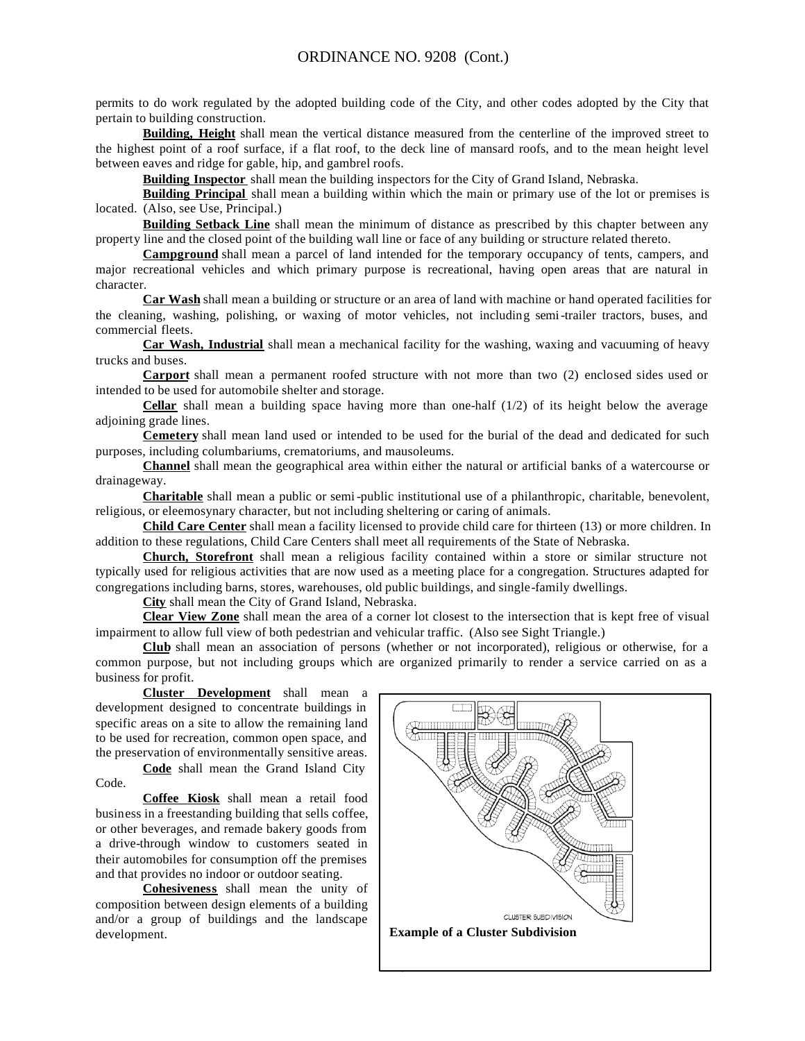permits to do work regulated by the adopted building code of the City, and other codes adopted by the City that pertain to building construction.

**Building, Height** shall mean the vertical distance measured from the centerline of the improved street to the highest point of a roof surface, if a flat roof, to the deck line of mansard roofs, and to the mean height level between eaves and ridge for gable, hip, and gambrel roofs.

**Building Inspector** shall mean the building inspectors for the City of Grand Island, Nebraska.

**Building Principal** shall mean a building within which the main or primary use of the lot or premises is located. (Also, see Use, Principal.)

**Building Setback Line** shall mean the minimum of distance as prescribed by this chapter between any property line and the closed point of the building wall line or face of any building or structure related thereto.

**Campground** shall mean a parcel of land intended for the temporary occupancy of tents, campers, and major recreational vehicles and which primary purpose is recreational, having open areas that are natural in character.

**Car Wash** shall mean a building or structure or an area of land with machine or hand operated facilities for the cleaning, washing, polishing, or waxing of motor vehicles, not including semi-trailer tractors, buses, and commercial fleets.

**Car Wash, Industrial** shall mean a mechanical facility for the washing, waxing and vacuuming of heavy trucks and buses.

**Carport** shall mean a permanent roofed structure with not more than two (2) enclosed sides used or intended to be used for automobile shelter and storage.

**Cellar** shall mean a building space having more than one-half (1/2) of its height below the average adjoining grade lines.

**Cemetery** shall mean land used or intended to be used for the burial of the dead and dedicated for such purposes, including columbariums, crematoriums, and mausoleums.

**Channel** shall mean the geographical area within either the natural or artificial banks of a watercourse or drainageway.

**Charitable** shall mean a public or semi-public institutional use of a philanthropic, charitable, benevolent, religious, or eleemosynary character, but not including sheltering or caring of animals.

**Child Care Center** shall mean a facility licensed to provide child care for thirteen (13) or more children. In addition to these regulations, Child Care Centers shall meet all requirements of the State of Nebraska.

**Church, Storefront** shall mean a religious facility contained within a store or similar structure not typically used for religious activities that are now used as a meeting place for a congregation. Structures adapted for congregations including barns, stores, warehouses, old public buildings, and single-family dwellings.

**City** shall mean the City of Grand Island, Nebraska.

**Clear View Zone** shall mean the area of a corner lot closest to the intersection that is kept free of visual impairment to allow full view of both pedestrian and vehicular traffic. (Also see Sight Triangle.)

**Club** shall mean an association of persons (whether or not incorporated), religious or otherwise, for a common purpose, but not including groups which are organized primarily to render a service carried on as a business for profit.

**Cluster Development** shall mean a development designed to concentrate buildings in specific areas on a site to allow the remaining land to be used for recreation, common open space, and the preservation of environmentally sensitive areas.

**Code** shall mean the Grand Island City Code.

**Coffee Kiosk** shall mean a retail food business in a freestanding building that sells coffee, or other beverages, and remade bakery goods from a drive-through window to customers seated in their automobiles for consumption off the premises and that provides no indoor or outdoor seating.

**Cohesiveness** shall mean the unity of composition between design elements of a building and/or a group of buildings and the landscape development.

CLUSTER SUBDIVISION

**Example of a Cluster Subdivision**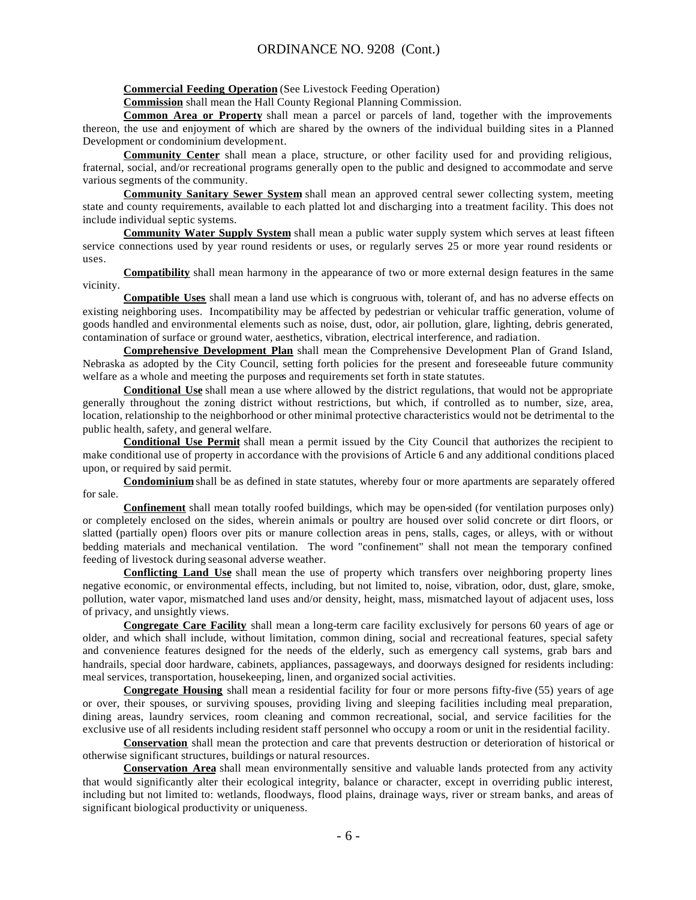**Commercial Feeding Operation** (See Livestock Feeding Operation)

**Commission** shall mean the Hall County Regional Planning Commission.

**Common Area or Property** shall mean a parcel or parcels of land, together with the improvements thereon, the use and enjoyment of which are shared by the owners of the individual building sites in a Planned Development or condominium development.

**Community Center** shall mean a place, structure, or other facility used for and providing religious, fraternal, social, and/or recreational programs generally open to the public and designed to accommodate and serve various segments of the community.

**Community Sanitary Sewer System** shall mean an approved central sewer collecting system, meeting state and county requirements, available to each platted lot and discharging into a treatment facility. This does not include individual septic systems.

**Community Water Supply System** shall mean a public water supply system which serves at least fifteen service connections used by year round residents or uses, or regularly serves 25 or more year round residents or uses.

**Compatibility** shall mean harmony in the appearance of two or more external design features in the same vicinity.

**Compatible Uses** shall mean a land use which is congruous with, tolerant of, and has no adverse effects on existing neighboring uses. Incompatibility may be affected by pedestrian or vehicular traffic generation, volume of goods handled and environmental elements such as noise, dust, odor, air pollution, glare, lighting, debris generated, contamination of surface or ground water, aesthetics, vibration, electrical interference, and radiation.

**Comprehensive Development Plan** shall mean the Comprehensive Development Plan of Grand Island, Nebraska as adopted by the City Council, setting forth policies for the present and foreseeable future community welfare as a whole and meeting the purposes and requirements set forth in state statutes.

**Conditional Use** shall mean a use where allowed by the district regulations, that would not be appropriate generally throughout the zoning district without restrictions, but which, if controlled as to number, size, area, location, relationship to the neighborhood or other minimal protective characteristics would not be detrimental to the public health, safety, and general welfare.

**Conditional Use Permit** shall mean a permit issued by the City Council that authorizes the recipient to make conditional use of property in accordance with the provisions of Article 6 and any additional conditions placed upon, or required by said permit.

**Condominium** shall be as defined in state statutes, whereby four or more apartments are separately offered for sale.

**Confinement** shall mean totally roofed buildings, which may be open-sided (for ventilation purposes only) or completely enclosed on the sides, wherein animals or poultry are housed over solid concrete or dirt floors, or slatted (partially open) floors over pits or manure collection areas in pens, stalls, cages, or alleys, with or without bedding materials and mechanical ventilation. The word "confinement" shall not mean the temporary confined feeding of livestock during seasonal adverse weather.

**Conflicting Land Use** shall mean the use of property which transfers over neighboring property lines negative economic, or environmental effects, including, but not limited to, noise, vibration, odor, dust, glare, smoke, pollution, water vapor, mismatched land uses and/or density, height, mass, mismatched layout of adjacent uses, loss of privacy, and unsightly views.

**Congregate Care Facility** shall mean a long-term care facility exclusively for persons 60 years of age or older, and which shall include, without limitation, common dining, social and recreational features, special safety and convenience features designed for the needs of the elderly, such as emergency call systems, grab bars and handrails, special door hardware, cabinets, appliances, passageways, and doorways designed for residents including: meal services, transportation, housekeeping, linen, and organized social activities.

**Congregate Housing** shall mean a residential facility for four or more persons fifty-five (55) years of age or over, their spouses, or surviving spouses, providing living and sleeping facilities including meal preparation, dining areas, laundry services, room cleaning and common recreational, social, and service facilities for the exclusive use of all residents including resident staff personnel who occupy a room or unit in the residential facility.

**Conservation** shall mean the protection and care that prevents destruction or deterioration of historical or otherwise significant structures, buildings or natural resources.

**Conservation Area** shall mean environmentally sensitive and valuable lands protected from any activity that would significantly alter their ecological integrity, balance or character, except in overriding public interest, including but not limited to: wetlands, floodways, flood plains, drainage ways, river or stream banks, and areas of significant biological productivity or uniqueness.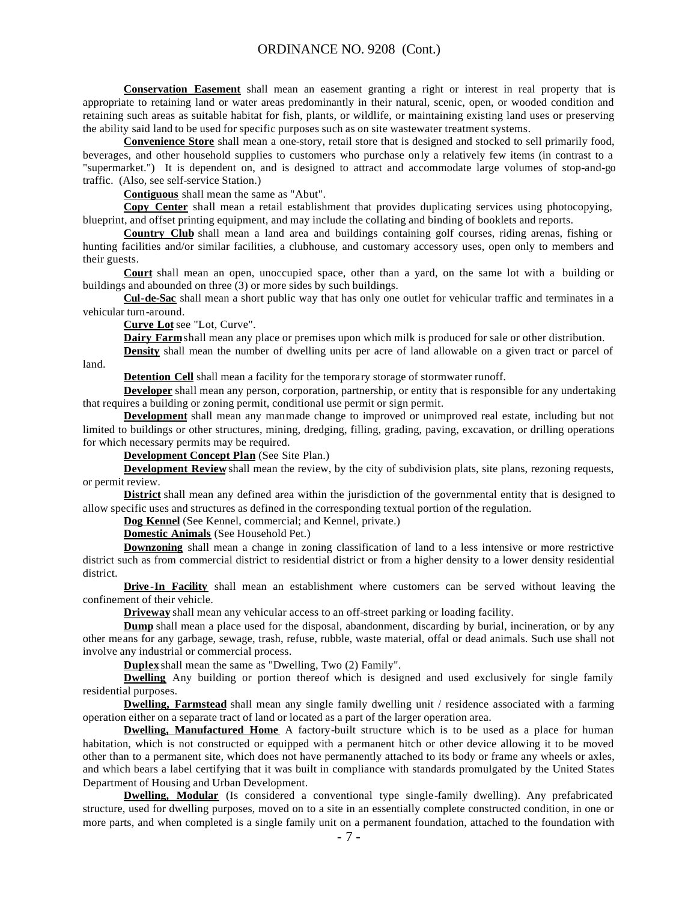**Conservation Easement** shall mean an easement granting a right or interest in real property that is appropriate to retaining land or water areas predominantly in their natural, scenic, open, or wooded condition and retaining such areas as suitable habitat for fish, plants, or wildlife, or maintaining existing land uses or preserving the ability said land to be used for specific purposes such as on site wastewater treatment systems.

**Convenience Store** shall mean a one-story, retail store that is designed and stocked to sell primarily food, beverages, and other household supplies to customers who purchase only a relatively few items (in contrast to a "supermarket.") It is dependent on, and is designed to attract and accommodate large volumes of stop-and-go traffic. (Also, see self-service Station.)

**Contiguous** shall mean the same as "Abut".

**Copy Center** shall mean a retail establishment that provides duplicating services using photocopying, blueprint, and offset printing equipment, and may include the collating and binding of booklets and reports.

**Country Club** shall mean a land area and buildings containing golf courses, riding arenas, fishing or hunting facilities and/or similar facilities, a clubhouse, and customary accessory uses, open only to members and their guests.

**Court** shall mean an open, unoccupied space, other than a yard, on the same lot with a building or buildings and abounded on three (3) or more sides by such buildings.

**Cul-de-Sac** shall mean a short public way that has only one outlet for vehicular traffic and terminates in a vehicular turn-around.

**Curve Lot** see "Lot, Curve".

**Dairy Farm** shall mean any place or premises upon which milk is produced for sale or other distribution.

**Density** shall mean the number of dwelling units per acre of land allowable on a given tract or parcel of land.

**Detention Cell** shall mean a facility for the temporary storage of stormwater runoff.

**Developer** shall mean any person, corporation, partnership, or entity that is responsible for any undertaking that requires a building or zoning permit, conditional use permit or sign permit.

**Development** shall mean any manmade change to improved or unimproved real estate, including but not limited to buildings or other structures, mining, dredging, filling, grading, paving, excavation, or drilling operations for which necessary permits may be required.

**Development Concept Plan** (See Site Plan.)

**Development Review** shall mean the review, by the city of subdivision plats, site plans, rezoning requests, or permit review.

**District** shall mean any defined area within the jurisdiction of the governmental entity that is designed to allow specific uses and structures as defined in the corresponding textual portion of the regulation.

**Dog Kennel** (See Kennel, commercial; and Kennel, private.)

**Domestic Animals** (See Household Pet.)

**Downzoning** shall mean a change in zoning classification of land to a less intensive or more restrictive district such as from commercial district to residential district or from a higher density to a lower density residential district.

**Drive-In Facility** shall mean an establishment where customers can be served without leaving the confinement of their vehicle.

**Driveway** shall mean any vehicular access to an off-street parking or loading facility.

**Dump** shall mean a place used for the disposal, abandonment, discarding by burial, incineration, or by any other means for any garbage, sewage, trash, refuse, rubble, waste material, offal or dead animals. Such use shall not involve any industrial or commercial process.

**Duplex** shall mean the same as "Dwelling, Two (2) Family".

**Dwelling** Any building or portion thereof which is designed and used exclusively for single family residential purposes.

**Dwelling, Farmstead** shall mean any single family dwelling unit / residence associated with a farming operation either on a separate tract of land or located as a part of the larger operation area.

**Dwelling, Manufactured Home** A factory-built structure which is to be used as a place for human habitation, which is not constructed or equipped with a permanent hitch or other device allowing it to be moved other than to a permanent site, which does not have permanently attached to its body or frame any wheels or axles, and which bears a label certifying that it was built in compliance with standards promulgated by the United States Department of Housing and Urban Development.

**Dwelling, Modular** (Is considered a conventional type single-family dwelling). Any prefabricated structure, used for dwelling purposes, moved on to a site in an essentially complete constructed condition, in one or more parts, and when completed is a single family unit on a permanent foundation, attached to the foundation with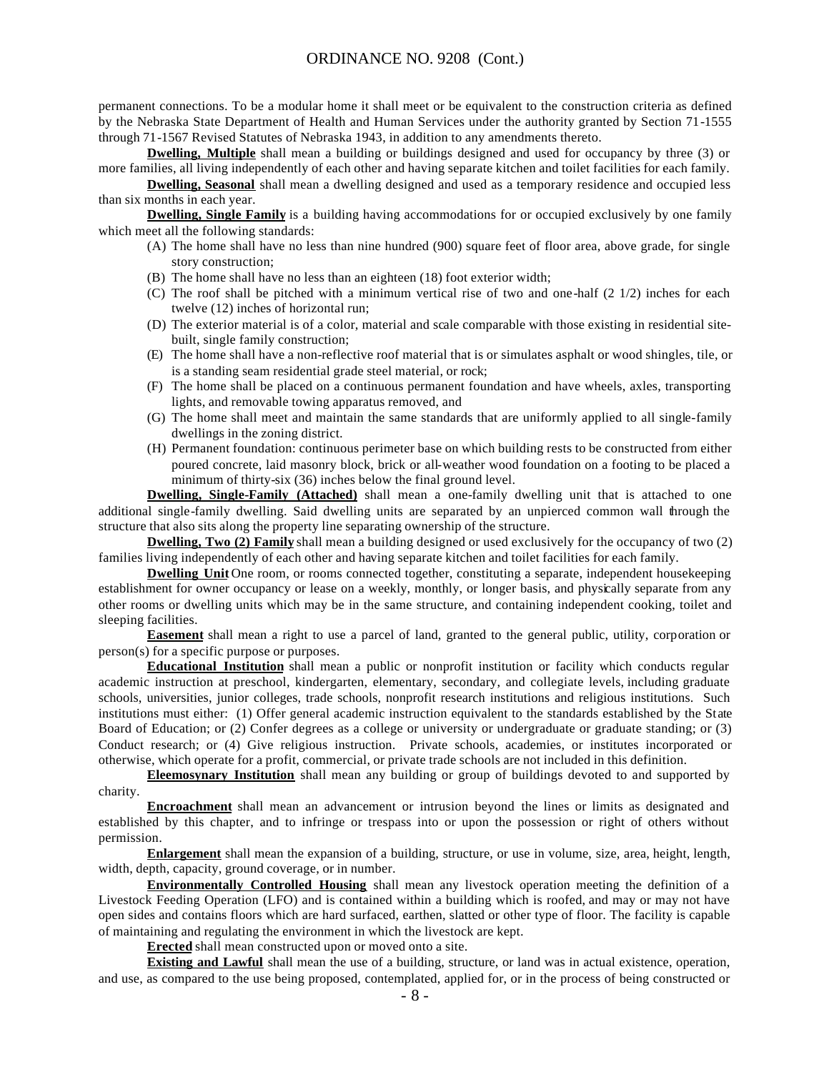permanent connections. To be a modular home it shall meet or be equivalent to the construction criteria as defined by the Nebraska State Department of Health and Human Services under the authority granted by Section 71-1555 through 71-1567 Revised Statutes of Nebraska 1943, in addition to any amendments thereto.

**Dwelling, Multiple** shall mean a building or buildings designed and used for occupancy by three (3) or more families, all living independently of each other and having separate kitchen and toilet facilities for each family.

**Dwelling, Seasonal** shall mean a dwelling designed and used as a temporary residence and occupied less than six months in each year.

**Dwelling, Single Family** is a building having accommodations for or occupied exclusively by one family which meet all the following standards:

(A) The home shall have no less than nine hundred (900) square feet of floor area, above grade, for single story construction;
(B) The home shall have no less than an eighteen (18) foot exterior width;
(C) The roof shall be pitched with a minimum vertical rise of two and one-half (2 1/2) inches for each twelve (12) inches of horizontal run;
(D) The exterior material is of a color, material and scale comparable with those existing in residential site-built, single family construction;
(E) The home shall have a non-reflective roof material that is or simulates asphalt or wood shingles, tile, or is a standing seam residential grade steel material, or rock;
(F) The home shall be placed on a continuous permanent foundation and have wheels, axles, transporting lights, and removable towing apparatus removed, and
(G) The home shall meet and maintain the same standards that are uniformly applied to all single-family dwellings in the zoning district.
(H) Permanent foundation: continuous perimeter base on which building rests to be constructed from either poured concrete, laid masonry block, brick or all-weather wood foundation on a footing to be placed a minimum of thirty-six (36) inches below the final ground level.

**Dwelling, Single-Family (Attached)** shall mean a one-family dwelling unit that is attached to one additional single-family dwelling. Said dwelling units are separated by an unpierced common wall through the structure that also sits along the property line separating ownership of the structure.

**Dwelling, Two (2) Family** shall mean a building designed or used exclusively for the occupancy of two (2) families living independently of each other and having separate kitchen and toilet facilities for each family.

**Dwelling Unit** One room, or rooms connected together, constituting a separate, independent housekeeping establishment for owner occupancy or lease on a weekly, monthly, or longer basis, and physically separate from any other rooms or dwelling units which may be in the same structure, and containing independent cooking, toilet and sleeping facilities.

**Easement** shall mean a right to use a parcel of land, granted to the general public, utility, corporation or person(s) for a specific purpose or purposes.

**Educational Institution** shall mean a public or nonprofit institution or facility which conducts regular academic instruction at preschool, kindergarten, elementary, secondary, and collegiate levels, including graduate schools, universities, junior colleges, trade schools, nonprofit research institutions and religious institutions. Such institutions must either: (1) Offer general academic instruction equivalent to the standards established by the State Board of Education; or (2) Confer degrees as a college or university or undergraduate or graduate standing; or (3) Conduct research; or (4) Give religious instruction. Private schools, academies, or institutes incorporated or otherwise, which operate for a profit, commercial, or private trade schools are not included in this definition.

**Eleemosynary Institution** shall mean any building or group of buildings devoted to and supported by charity.

**Encroachment** shall mean an advancement or intrusion beyond the lines or limits as designated and established by this chapter, and to infringe or trespass into or upon the possession or right of others without permission.

**Enlargement** shall mean the expansion of a building, structure, or use in volume, size, area, height, length, width, depth, capacity, ground coverage, or in number.

**Environmentally Controlled Housing** shall mean any livestock operation meeting the definition of a Livestock Feeding Operation (LFO) and is contained within a building which is roofed, and may or may not have open sides and contains floors which are hard surfaced, earthen, slatted or other type of floor. The facility is capable of maintaining and regulating the environment in which the livestock are kept.

**Erected** shall mean constructed upon or moved onto a site.

**Existing and Lawful** shall mean the use of a building, structure, or land was in actual existence, operation, and use, as compared to the use being proposed, contemplated, applied for, or in the process of being constructed or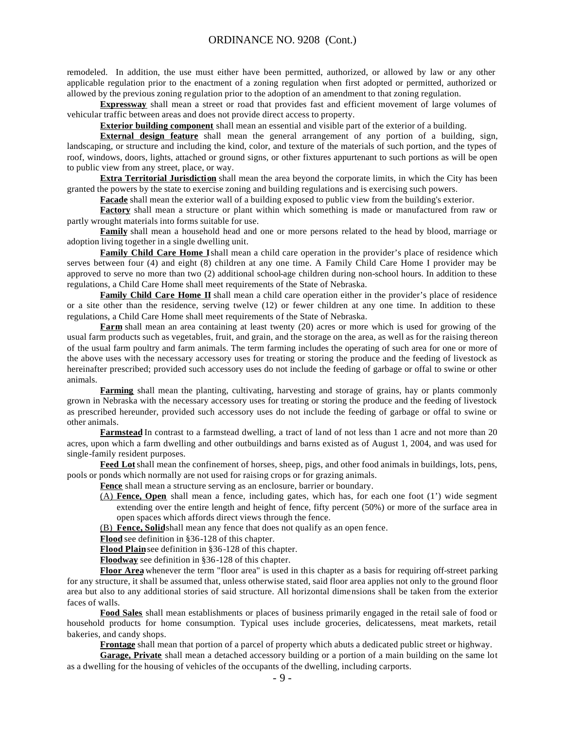remodeled. In addition, the use must either have been permitted, authorized, or allowed by law or any other applicable regulation prior to the enactment of a zoning regulation when first adopted or permitted, authorized or allowed by the previous zoning regulation prior to the adoption of an amendment to that zoning regulation.

**Expressway** shall mean a street or road that provides fast and efficient movement of large volumes of vehicular traffic between areas and does not provide direct access to property.

**Exterior building component** shall mean an essential and visible part of the exterior of a building.

**External design feature** shall mean the general arrangement of any portion of a building, sign, landscaping, or structure and including the kind, color, and texture of the materials of such portion, and the types of roof, windows, doors, lights, attached or ground signs, or other fixtures appurtenant to such portions as will be open to public view from any street, place, or way.

**Extra Territorial Jurisdiction** shall mean the area beyond the corporate limits, in which the City has been granted the powers by the state to exercise zoning and building regulations and is exercising such powers.

**Facade** shall mean the exterior wall of a building exposed to public view from the building's exterior.

**Factory** shall mean a structure or plant within which something is made or manufactured from raw or partly wrought materials into forms suitable for use.

**Family** shall mean a household head and one or more persons related to the head by blood, marriage or adoption living together in a single dwelling unit.

**Family Child Care Home I** shall mean a child care operation in the provider's place of residence which serves between four (4) and eight (8) children at any one time. A Family Child Care Home I provider may be approved to serve no more than two (2) additional school-age children during non-school hours. In addition to these regulations, a Child Care Home shall meet requirements of the State of Nebraska.

**Family Child Care Home II** shall mean a child care operation either in the provider's place of residence or a site other than the residence, serving twelve (12) or fewer children at any one time. In addition to these regulations, a Child Care Home shall meet requirements of the State of Nebraska.

**Farm** shall mean an area containing at least twenty (20) acres or more which is used for growing of the usual farm products such as vegetables, fruit, and grain, and the storage on the area, as well as for the raising thereon of the usual farm poultry and farm animals. The term farming includes the operating of such area for one or more of the above uses with the necessary accessory uses for treating or storing the produce and the feeding of livestock as hereinafter prescribed; provided such accessory uses do not include the feeding of garbage or offal to swine or other animals.

**Farming** shall mean the planting, cultivating, harvesting and storage of grains, hay or plants commonly grown in Nebraska with the necessary accessory uses for treating or storing the produce and the feeding of livestock as prescribed hereunder, provided such accessory uses do not include the feeding of garbage or offal to swine or other animals.

**Farmstead** In contrast to a farmstead dwelling, a tract of land of not less than 1 acre and not more than 20 acres, upon which a farm dwelling and other outbuildings and barns existed as of August 1, 2004, and was used for single-family resident purposes.

**Feed Lot** shall mean the confinement of horses, sheep, pigs, and other food animals in buildings, lots, pens, pools or ponds which normally are not used for raising crops or for grazing animals.

**Fence** shall mean a structure serving as an enclosure, barrier or boundary.

(A) **Fence, Open** shall mean a fence, including gates, which has, for each one foot (1') wide segment extending over the entire length and height of fence, fifty percent (50%) or more of the surface area in open spaces which affords direct views through the fence.

(B) **Fence, Solid** shall mean any fence that does not qualify as an open fence.

**Flood** see definition in §36-128 of this chapter.

**Flood Plain** see definition in §36-128 of this chapter.

**Floodway** see definition in §36-128 of this chapter.

**Floor Area** whenever the term "floor area" is used in this chapter as a basis for requiring off-street parking for any structure, it shall be assumed that, unless otherwise stated, said floor area applies not only to the ground floor area but also to any additional stories of said structure. All horizontal dimensions shall be taken from the exterior faces of walls.

**Food Sales** shall mean establishments or places of business primarily engaged in the retail sale of food or household products for home consumption. Typical uses include groceries, delicatessens, meat markets, retail bakeries, and candy shops.

**Frontage** shall mean that portion of a parcel of property which abuts a dedicated public street or highway.

**Garage, Private** shall mean a detached accessory building or a portion of a main building on the same lot as a dwelling for the housing of vehicles of the occupants of the dwelling, including carports.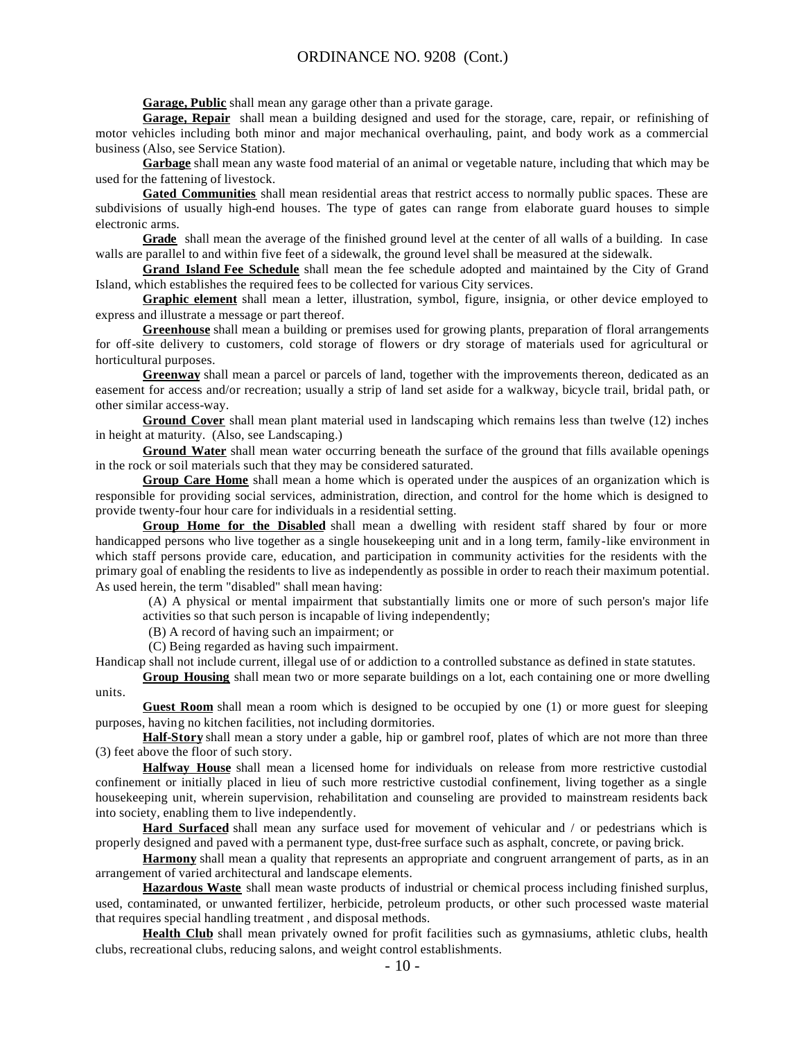**Garage, Public** shall mean any garage other than a private garage.

**Garage, Repair** shall mean a building designed and used for the storage, care, repair, or refinishing of motor vehicles including both minor and major mechanical overhauling, paint, and body work as a commercial business (Also, see Service Station).

**Garbage** shall mean any waste food material of an animal or vegetable nature, including that which may be used for the fattening of livestock.

**Gated Communities** shall mean residential areas that restrict access to normally public spaces. These are subdivisions of usually high-end houses. The type of gates can range from elaborate guard houses to simple electronic arms.

**Grade** shall mean the average of the finished ground level at the center of all walls of a building. In case walls are parallel to and within five feet of a sidewalk, the ground level shall be measured at the sidewalk.

**Grand Island Fee Schedule** shall mean the fee schedule adopted and maintained by the City of Grand Island, which establishes the required fees to be collected for various City services.

**Graphic element** shall mean a letter, illustration, symbol, figure, insignia, or other device employed to express and illustrate a message or part thereof.

**Greenhouse** shall mean a building or premises used for growing plants, preparation of floral arrangements for off-site delivery to customers, cold storage of flowers or dry storage of materials used for agricultural or horticultural purposes.

**Greenway** shall mean a parcel or parcels of land, together with the improvements thereon, dedicated as an easement for access and/or recreation; usually a strip of land set aside for a walkway, bicycle trail, bridal path, or other similar access-way.

**Ground Cover** shall mean plant material used in landscaping which remains less than twelve (12) inches in height at maturity. (Also, see Landscaping.)

**Ground Water** shall mean water occurring beneath the surface of the ground that fills available openings in the rock or soil materials such that they may be considered saturated.

**Group Care Home** shall mean a home which is operated under the auspices of an organization which is responsible for providing social services, administration, direction, and control for the home which is designed to provide twenty-four hour care for individuals in a residential setting.

**Group Home for the Disabled** shall mean a dwelling with resident staff shared by four or more handicapped persons who live together as a single housekeeping unit and in a long term, family-like environment in which staff persons provide care, education, and participation in community activities for the residents with the primary goal of enabling the residents to live as independently as possible in order to reach their maximum potential. As used herein, the term "disabled" shall mean having:

(A) A physical or mental impairment that substantially limits one or more of such person's major life activities so that such person is incapable of living independently;

(B) A record of having such an impairment; or

(C) Being regarded as having such impairment.

Handicap shall not include current, illegal use of or addiction to a controlled substance as defined in state statutes.

**Group Housing** shall mean two or more separate buildings on a lot, each containing one or more dwelling units.

**Guest Room** shall mean a room which is designed to be occupied by one (1) or more guest for sleeping purposes, having no kitchen facilities, not including dormitories.

**Half-Story** shall mean a story under a gable, hip or gambrel roof, plates of which are not more than three (3) feet above the floor of such story.

**Halfway House** shall mean a licensed home for individuals on release from more restrictive custodial confinement or initially placed in lieu of such more restrictive custodial confinement, living together as a single housekeeping unit, wherein supervision, rehabilitation and counseling are provided to mainstream residents back into society, enabling them to live independently.

**Hard Surfaced** shall mean any surface used for movement of vehicular and / or pedestrians which is properly designed and paved with a permanent type, dust-free surface such as asphalt, concrete, or paving brick.

**Harmony** shall mean a quality that represents an appropriate and congruent arrangement of parts, as in an arrangement of varied architectural and landscape elements.

**Hazardous Waste** shall mean waste products of industrial or chemical process including finished surplus, used, contaminated, or unwanted fertilizer, herbicide, petroleum products, or other such processed waste material that requires special handling treatment , and disposal methods.

**Health Club** shall mean privately owned for profit facilities such as gymnasiums, athletic clubs, health clubs, recreational clubs, reducing salons, and weight control establishments.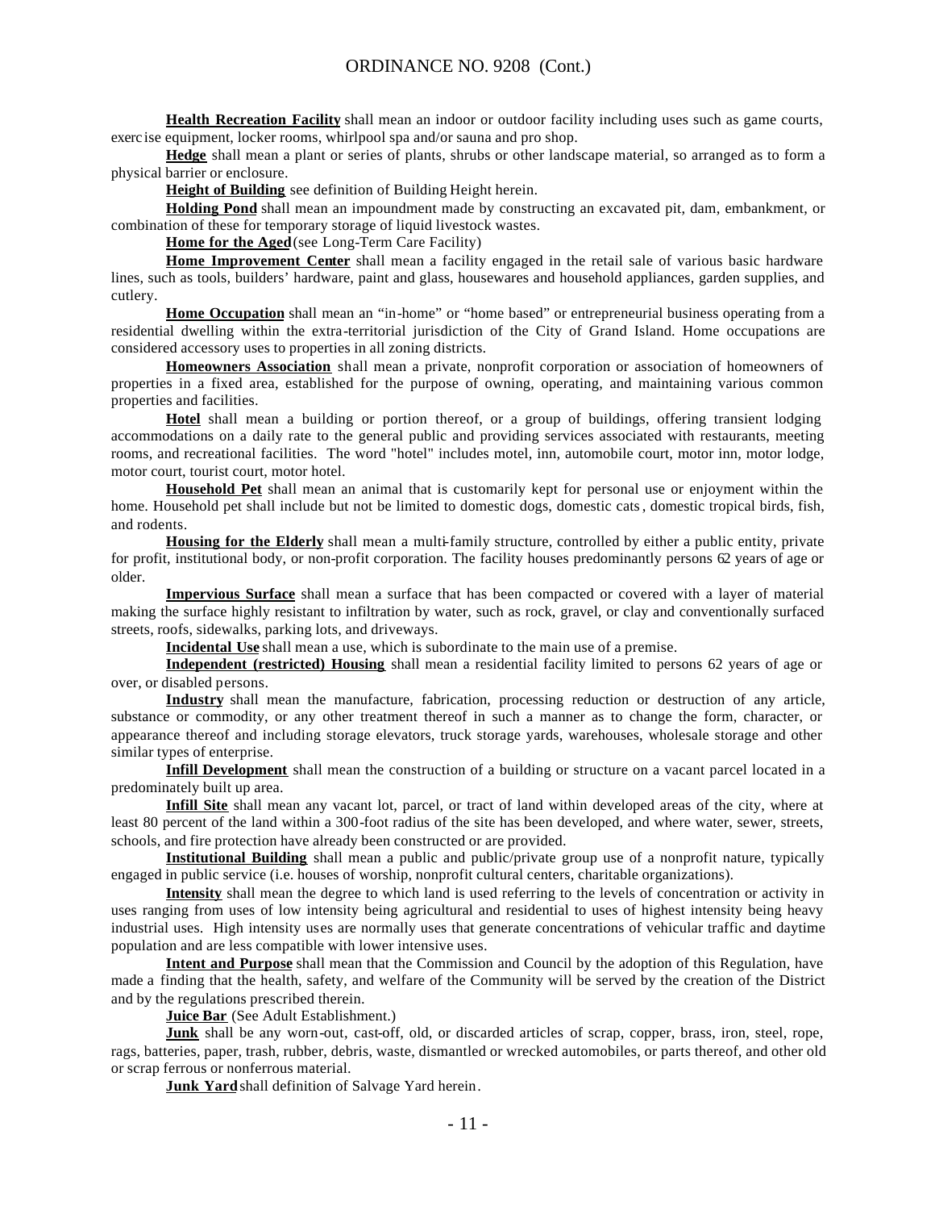**Health Recreation Facility** shall mean an indoor or outdoor facility including uses such as game courts, exercise equipment, locker rooms, whirlpool spa and/or sauna and pro shop.

**Hedge** shall mean a plant or series of plants, shrubs or other landscape material, so arranged as to form a physical barrier or enclosure.

**Height of Building** see definition of Building Height herein.

**Holding Pond** shall mean an impoundment made by constructing an excavated pit, dam, embankment, or combination of these for temporary storage of liquid livestock wastes.

**Home for the Aged** (see Long-Term Care Facility)

**Home Improvement Center** shall mean a facility engaged in the retail sale of various basic hardware lines, such as tools, builders' hardware, paint and glass, housewares and household appliances, garden supplies, and cutlery.

**Home Occupation** shall mean an "in-home" or "home based" or entrepreneurial business operating from a residential dwelling within the extra-territorial jurisdiction of the City of Grand Island. Home occupations are considered accessory uses to properties in all zoning districts.

**Homeowners Association** shall mean a private, nonprofit corporation or association of homeowners of properties in a fixed area, established for the purpose of owning, operating, and maintaining various common properties and facilities.

**Hotel** shall mean a building or portion thereof, or a group of buildings, offering transient lodging accommodations on a daily rate to the general public and providing services associated with restaurants, meeting rooms, and recreational facilities. The word "hotel" includes motel, inn, automobile court, motor inn, motor lodge, motor court, tourist court, motor hotel.

**Household Pet** shall mean an animal that is customarily kept for personal use or enjoyment within the home. Household pet shall include but not be limited to domestic dogs, domestic cats, domestic tropical birds, fish, and rodents.

**Housing for the Elderly** shall mean a multi-family structure, controlled by either a public entity, private for profit, institutional body, or non-profit corporation. The facility houses predominantly persons 62 years of age or older.

**Impervious Surface** shall mean a surface that has been compacted or covered with a layer of material making the surface highly resistant to infiltration by water, such as rock, gravel, or clay and conventionally surfaced streets, roofs, sidewalks, parking lots, and driveways.

**Incidental Use** shall mean a use, which is subordinate to the main use of a premise.

**Independent (restricted) Housing** shall mean a residential facility limited to persons 62 years of age or over, or disabled persons.

**Industry** shall mean the manufacture, fabrication, processing reduction or destruction of any article, substance or commodity, or any other treatment thereof in such a manner as to change the form, character, or appearance thereof and including storage elevators, truck storage yards, warehouses, wholesale storage and other similar types of enterprise.

**Infill Development** shall mean the construction of a building or structure on a vacant parcel located in a predominately built up area.

**Infill Site** shall mean any vacant lot, parcel, or tract of land within developed areas of the city, where at least 80 percent of the land within a 300-foot radius of the site has been developed, and where water, sewer, streets, schools, and fire protection have already been constructed or are provided.

**Institutional Building** shall mean a public and public/private group use of a nonprofit nature, typically engaged in public service (i.e. houses of worship, nonprofit cultural centers, charitable organizations).

**Intensity** shall mean the degree to which land is used referring to the levels of concentration or activity in uses ranging from uses of low intensity being agricultural and residential to uses of highest intensity being heavy industrial uses. High intensity uses are normally uses that generate concentrations of vehicular traffic and daytime population and are less compatible with lower intensive uses.

**Intent and Purpose** shall mean that the Commission and Council by the adoption of this Regulation, have made a finding that the health, safety, and welfare of the Community will be served by the creation of the District and by the regulations prescribed therein.

**Juice Bar** (See Adult Establishment.)

**Junk** shall be any worn-out, cast-off, old, or discarded articles of scrap, copper, brass, iron, steel, rope, rags, batteries, paper, trash, rubber, debris, waste, dismantled or wrecked automobiles, or parts thereof, and other old or scrap ferrous or nonferrous material.

**Junk Yard** shall definition of Salvage Yard herein.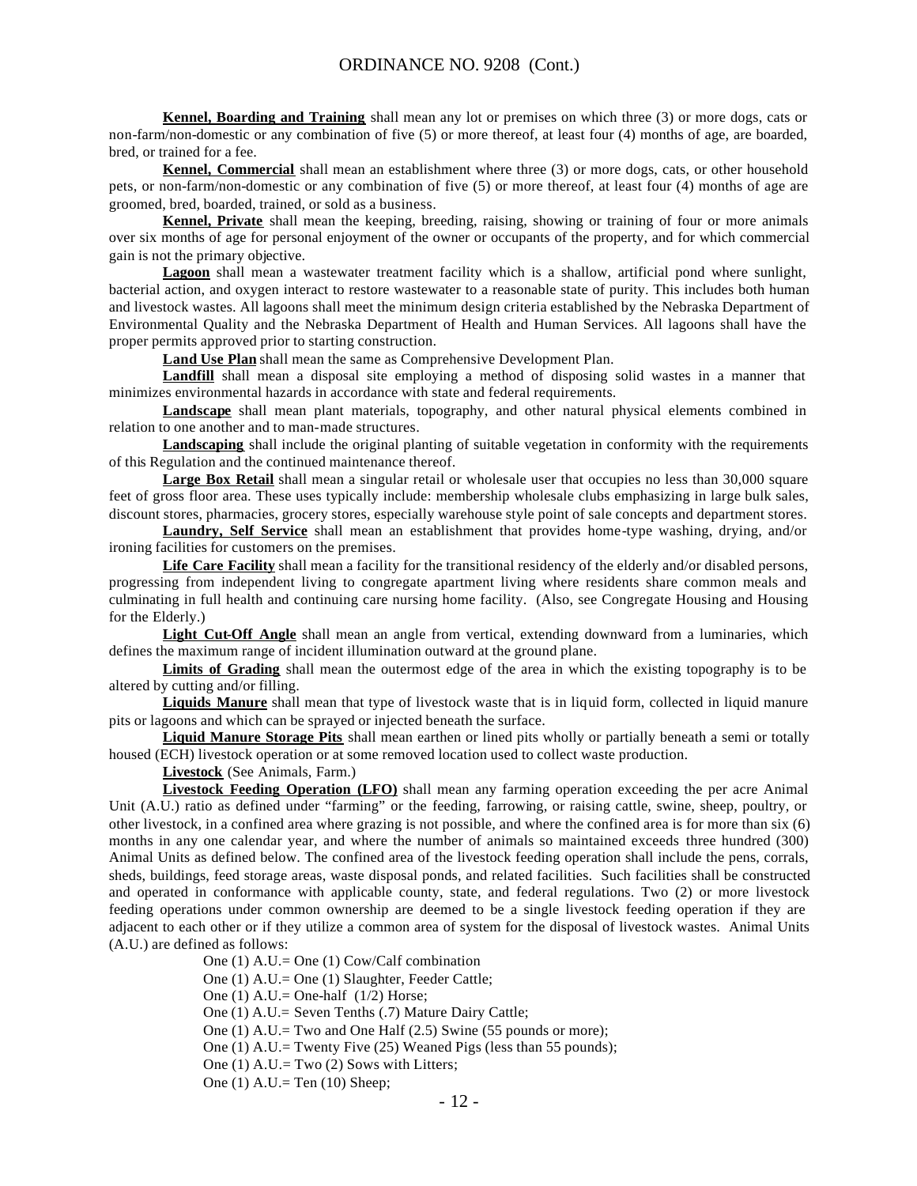**Kennel, Boarding and Training** shall mean any lot or premises on which three (3) or more dogs, cats or non-farm/non-domestic or any combination of five (5) or more thereof, at least four (4) months of age, are boarded, bred, or trained for a fee.

**Kennel, Commercial** shall mean an establishment where three (3) or more dogs, cats, or other household pets, or non-farm/non-domestic or any combination of five (5) or more thereof, at least four (4) months of age are groomed, bred, boarded, trained, or sold as a business.

**Kennel, Private** shall mean the keeping, breeding, raising, showing or training of four or more animals over six months of age for personal enjoyment of the owner or occupants of the property, and for which commercial gain is not the primary objective.

**Lagoon** shall mean a wastewater treatment facility which is a shallow, artificial pond where sunlight, bacterial action, and oxygen interact to restore wastewater to a reasonable state of purity. This includes both human and livestock wastes. All lagoons shall meet the minimum design criteria established by the Nebraska Department of Environmental Quality and the Nebraska Department of Health and Human Services. All lagoons shall have the proper permits approved prior to starting construction.

**Land Use Plan** shall mean the same as Comprehensive Development Plan.

**Landfill** shall mean a disposal site employing a method of disposing solid wastes in a manner that minimizes environmental hazards in accordance with state and federal requirements.

**Landscape** shall mean plant materials, topography, and other natural physical elements combined in relation to one another and to man-made structures.

**Landscaping** shall include the original planting of suitable vegetation in conformity with the requirements of this Regulation and the continued maintenance thereof.

**Large Box Retail** shall mean a singular retail or wholesale user that occupies no less than 30,000 square feet of gross floor area. These uses typically include: membership wholesale clubs emphasizing in large bulk sales, discount stores, pharmacies, grocery stores, especially warehouse style point of sale concepts and department stores.

**Laundry, Self Service** shall mean an establishment that provides home-type washing, drying, and/or ironing facilities for customers on the premises.

**Life Care Facility** shall mean a facility for the transitional residency of the elderly and/or disabled persons, progressing from independent living to congregate apartment living where residents share common meals and culminating in full health and continuing care nursing home facility. (Also, see Congregate Housing and Housing for the Elderly.)

**Light Cut-Off Angle** shall mean an angle from vertical, extending downward from a luminaries, which defines the maximum range of incident illumination outward at the ground plane.

**Limits of Grading** shall mean the outermost edge of the area in which the existing topography is to be altered by cutting and/or filling.

**Liquids Manure** shall mean that type of livestock waste that is in liquid form, collected in liquid manure pits or lagoons and which can be sprayed or injected beneath the surface.

**Liquid Manure Storage Pits** shall mean earthen or lined pits wholly or partially beneath a semi or totally housed (ECH) livestock operation or at some removed location used to collect waste production.

**Livestock** (See Animals, Farm.)

**Livestock Feeding Operation (LFO)** shall mean any farming operation exceeding the per acre Animal Unit (A.U.) ratio as defined under "farming" or the feeding, farrowing, or raising cattle, swine, sheep, poultry, or other livestock, in a confined area where grazing is not possible, and where the confined area is for more than six (6) months in any one calendar year, and where the number of animals so maintained exceeds three hundred (300) Animal Units as defined below. The confined area of the livestock feeding operation shall include the pens, corrals, sheds, buildings, feed storage areas, waste disposal ponds, and related facilities. Such facilities shall be constructed and operated in conformance with applicable county, state, and federal regulations. Two (2) or more livestock feeding operations under common ownership are deemed to be a single livestock feeding operation if they are adjacent to each other or if they utilize a common area of system for the disposal of livestock wastes. Animal Units (A.U.) are defined as follows:

One (1) A.U.= One (1) Cow/Calf combination
One (1) A.U.= One (1) Slaughter, Feeder Cattle;
One (1) A.U.= One-half (1/2) Horse;
One (1) A.U.= Seven Tenths (.7) Mature Dairy Cattle;
One (1) A.U.= Two and One Half (2.5) Swine (55 pounds or more);
One (1) A.U.= Twenty Five (25) Weaned Pigs (less than 55 pounds);
One (1) A.U.= Two (2) Sows with Litters;
One (1) A.U.= Ten (10) Sheep;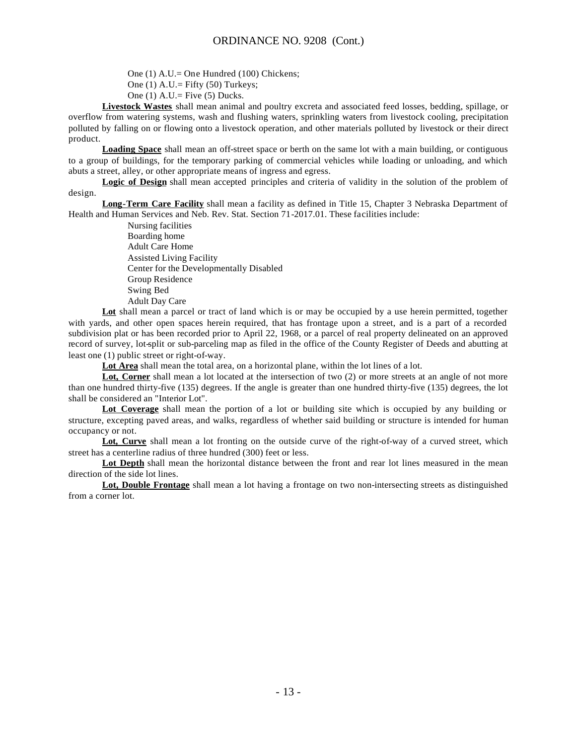One (1) A.U.= One Hundred (100) Chickens;

One (1) A.U.= Fifty (50) Turkeys;

One (1) A.U.= Five (5) Ducks.

**Livestock Wastes** shall mean animal and poultry excreta and associated feed losses, bedding, spillage, or overflow from watering systems, wash and flushing waters, sprinkling waters from livestock cooling, precipitation polluted by falling on or flowing onto a livestock operation, and other materials polluted by livestock or their direct product.

**Loading Space** shall mean an off-street space or berth on the same lot with a main building, or contiguous to a group of buildings, for the temporary parking of commercial vehicles while loading or unloading, and which abuts a street, alley, or other appropriate means of ingress and egress.

**Logic of Design** shall mean accepted principles and criteria of validity in the solution of the problem of design.

**Long-Term Care Facility** shall mean a facility as defined in Title 15, Chapter 3 Nebraska Department of Health and Human Services and Neb. Rev. Stat. Section 71-2017.01. These facilities include:

Nursing facilities
Boarding home
Adult Care Home
Assisted Living Facility
Center for the Developmentally Disabled
Group Residence
Swing Bed
Adult Day Care

**Lot** shall mean a parcel or tract of land which is or may be occupied by a use herein permitted, together with yards, and other open spaces herein required, that has frontage upon a street, and is a part of a recorded subdivision plat or has been recorded prior to April 22, 1968, or a parcel of real property delineated on an approved record of survey, lot-split or sub-parceling map as filed in the office of the County Register of Deeds and abutting at least one (1) public street or right-of-way.

**Lot Area** shall mean the total area, on a horizontal plane, within the lot lines of a lot.

**Lot, Corner** shall mean a lot located at the intersection of two (2) or more streets at an angle of not more than one hundred thirty-five (135) degrees. If the angle is greater than one hundred thirty-five (135) degrees, the lot shall be considered an "Interior Lot".

**Lot Coverage** shall mean the portion of a lot or building site which is occupied by any building or structure, excepting paved areas, and walks, regardless of whether said building or structure is intended for human occupancy or not.

**Lot, Curve** shall mean a lot fronting on the outside curve of the right-of-way of a curved street, which street has a centerline radius of three hundred (300) feet or less.

**Lot Depth** shall mean the horizontal distance between the front and rear lot lines measured in the mean direction of the side lot lines.

**Lot, Double Frontage** shall mean a lot having a frontage on two non-intersecting streets as distinguished from a corner lot.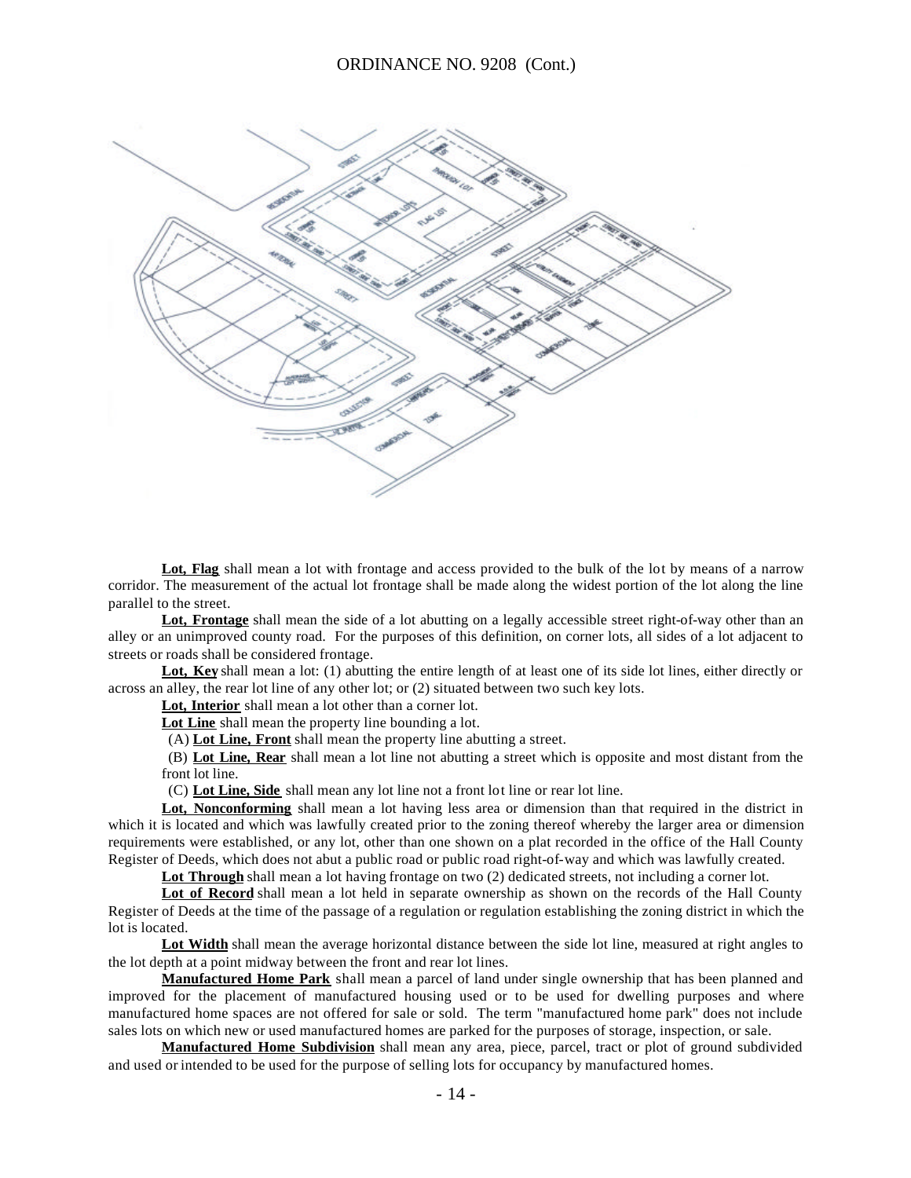**Lot, Flag** shall mean a lot with frontage and access provided to the bulk of the lot by means of a narrow corridor. The measurement of the actual lot frontage shall be made along the widest portion of the lot along the line parallel to the street.

**Lot, Frontage** shall mean the side of a lot abutting on a legally accessible street right-of-way other than an alley or an unimproved county road. For the purposes of this definition, on corner lots, all sides of a lot adjacent to streets or roads shall be considered frontage.

**Lot, Key** shall mean a lot: (1) abutting the entire length of at least one of its side lot lines, either directly or across an alley, the rear lot line of any other lot; or (2) situated between two such key lots.

**Lot, Interior** shall mean a lot other than a corner lot.

**Lot Line** shall mean the property line bounding a lot.

(A) **Lot Line, Front** shall mean the property line abutting a street.

(B) **Lot Line, Rear** shall mean a lot line not abutting a street which is opposite and most distant from the front lot line.

(C) **Lot Line, Side** shall mean any lot line not a front lot line or rear lot line.

**Lot, Nonconforming** shall mean a lot having less area or dimension than that required in the district in which it is located and which was lawfully created prior to the zoning thereof whereby the larger area or dimension requirements were established, or any lot, other than one shown on a plat recorded in the office of the Hall County Register of Deeds, which does not abut a public road or public road right-of-way and which was lawfully created.

**Lot Through** shall mean a lot having frontage on two (2) dedicated streets, not including a corner lot.

**Lot of Record** shall mean a lot held in separate ownership as shown on the records of the Hall County Register of Deeds at the time of the passage of a regulation or regulation establishing the zoning district in which the lot is located.

**Lot Width** shall mean the average horizontal distance between the side lot line, measured at right angles to the lot depth at a point midway between the front and rear lot lines.

**Manufactured Home Park** shall mean a parcel of land under single ownership that has been planned and improved for the placement of manufactured housing used or to be used for dwelling purposes and where manufactured home spaces are not offered for sale or sold. The term "manufactured home park" does not include sales lots on which new or used manufactured homes are parked for the purposes of storage, inspection, or sale.

**Manufactured Home Subdivision** shall mean any area, piece, parcel, tract or plot of ground subdivided and used or intended to be used for the purpose of selling lots for occupancy by manufactured homes.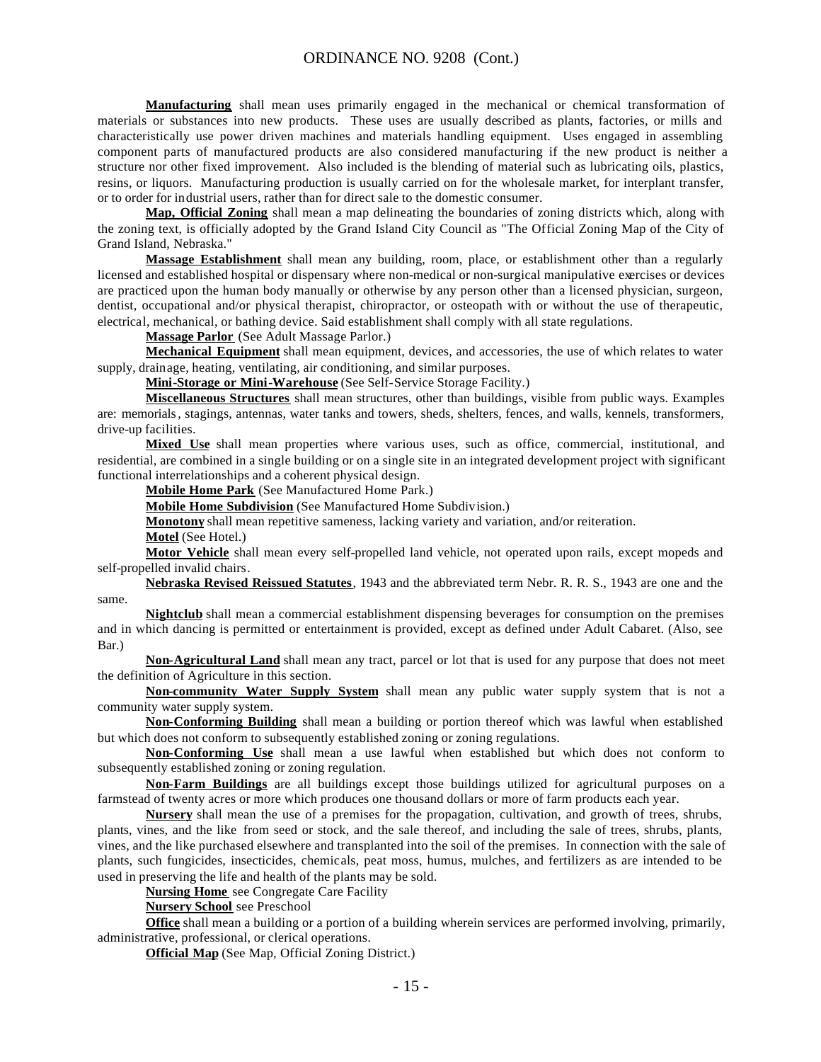**Manufacturing** shall mean uses primarily engaged in the mechanical or chemical transformation of materials or substances into new products. These uses are usually described as plants, factories, or mills and characteristically use power driven machines and materials handling equipment. Uses engaged in assembling component parts of manufactured products are also considered manufacturing if the new product is neither a structure nor other fixed improvement. Also included is the blending of material such as lubricating oils, plastics, resins, or liquors. Manufacturing production is usually carried on for the wholesale market, for interplant transfer, or to order for industrial users, rather than for direct sale to the domestic consumer.

**Map, Official Zoning** shall mean a map delineating the boundaries of zoning districts which, along with the zoning text, is officially adopted by the Grand Island City Council as "The Official Zoning Map of the City of Grand Island, Nebraska."

**Massage Establishment** shall mean any building, room, place, or establishment other than a regularly licensed and established hospital or dispensary where non-medical or non-surgical manipulative exercises or devices are practiced upon the human body manually or otherwise by any person other than a licensed physician, surgeon, dentist, occupational and/or physical therapist, chiropractor, or osteopath with or without the use of therapeutic, electrical, mechanical, or bathing device. Said establishment shall comply with all state regulations.

**Massage Parlor** (See Adult Massage Parlor.)

**Mechanical Equipment** shall mean equipment, devices, and accessories, the use of which relates to water supply, drainage, heating, ventilating, air conditioning, and similar purposes.

**Mini-Storage or Mini-Warehouse** (See Self-Service Storage Facility.)

**Miscellaneous Structures** shall mean structures, other than buildings, visible from public ways. Examples are: memorials, stagings, antennas, water tanks and towers, sheds, shelters, fences, and walls, kennels, transformers, drive-up facilities.

**Mixed Use** shall mean properties where various uses, such as office, commercial, institutional, and residential, are combined in a single building or on a single site in an integrated development project with significant functional interrelationships and a coherent physical design.

**Mobile Home Park** (See Manufactured Home Park.)

**Mobile Home Subdivision** (See Manufactured Home Subdivision.)

**Monotony** shall mean repetitive sameness, lacking variety and variation, and/or reiteration.

**Motel** (See Hotel.)

**Motor Vehicle** shall mean every self-propelled land vehicle, not operated upon rails, except mopeds and self-propelled invalid chairs.

**Nebraska Revised Reissued Statutes**, 1943 and the abbreviated term Nebr. R. R. S., 1943 are one and the same.

**Nightclub** shall mean a commercial establishment dispensing beverages for consumption on the premises and in which dancing is permitted or entertainment is provided, except as defined under Adult Cabaret. (Also, see Bar.)

**Non-Agricultural Land** shall mean any tract, parcel or lot that is used for any purpose that does not meet the definition of Agriculture in this section.

**Non-community Water Supply System** shall mean any public water supply system that is not a community water supply system.

**Non-Conforming Building** shall mean a building or portion thereof which was lawful when established but which does not conform to subsequently established zoning or zoning regulations.

**Non-Conforming Use** shall mean a use lawful when established but which does not conform to subsequently established zoning or zoning regulation.

**Non-Farm Buildings** are all buildings except those buildings utilized for agricultural purposes on a farmstead of twenty acres or more which produces one thousand dollars or more of farm products each year.

**Nursery** shall mean the use of a premises for the propagation, cultivation, and growth of trees, shrubs, plants, vines, and the like from seed or stock, and the sale thereof, and including the sale of trees, shrubs, plants, vines, and the like purchased elsewhere and transplanted into the soil of the premises. In connection with the sale of plants, such fungicides, insecticides, chemicals, peat moss, humus, mulches, and fertilizers as are intended to be used in preserving the life and health of the plants may be sold.

**Nursing Home** see Congregate Care Facility

**Nursery School** see Preschool

**Office** shall mean a building or a portion of a building wherein services are performed involving, primarily, administrative, professional, or clerical operations.

**Official Map** (See Map, Official Zoning District.)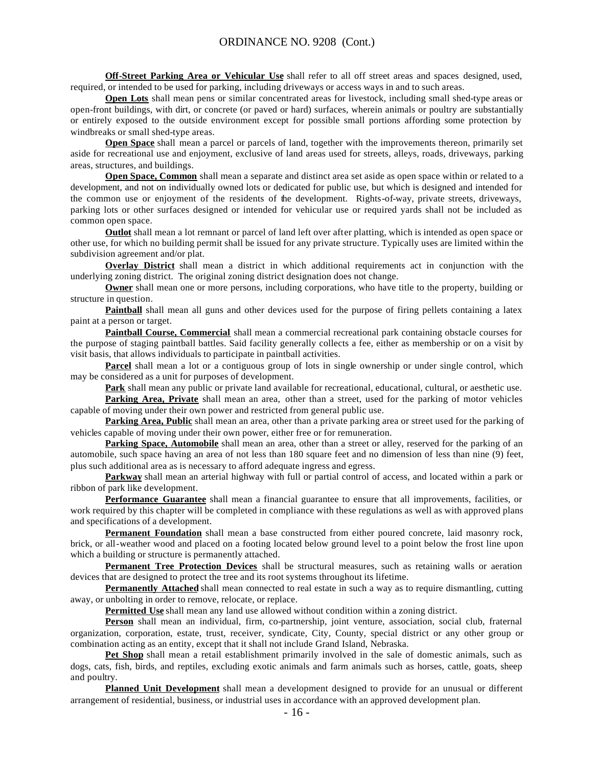**Off-Street Parking Area or Vehicular Use** shall refer to all off street areas and spaces designed, used, required, or intended to be used for parking, including driveways or access ways in and to such areas.

**Open Lots** shall mean pens or similar concentrated areas for livestock, including small shed-type areas or open-front buildings, with dirt, or concrete (or paved or hard) surfaces, wherein animals or poultry are substantially or entirely exposed to the outside environment except for possible small portions affording some protection by windbreaks or small shed-type areas.

**Open Space** shall mean a parcel or parcels of land, together with the improvements thereon, primarily set aside for recreational use and enjoyment, exclusive of land areas used for streets, alleys, roads, driveways, parking areas, structures, and buildings.

**Open Space, Common** shall mean a separate and distinct area set aside as open space within or related to a development, and not on individually owned lots or dedicated for public use, but which is designed and intended for the common use or enjoyment of the residents of the development. Rights-of-way, private streets, driveways, parking lots or other surfaces designed or intended for vehicular use or required yards shall not be included as common open space.

**Outlot** shall mean a lot remnant or parcel of land left over after platting, which is intended as open space or other use, for which no building permit shall be issued for any private structure. Typically uses are limited within the subdivision agreement and/or plat.

**Overlay District** shall mean a district in which additional requirements act in conjunction with the underlying zoning district. The original zoning district designation does not change.

**Owner** shall mean one or more persons, including corporations, who have title to the property, building or structure in question.

**Paintball** shall mean all guns and other devices used for the purpose of firing pellets containing a latex paint at a person or target.

**Paintball Course, Commercial** shall mean a commercial recreational park containing obstacle courses for the purpose of staging paintball battles. Said facility generally collects a fee, either as membership or on a visit by visit basis, that allows individuals to participate in paintball activities.

**Parcel** shall mean a lot or a contiguous group of lots in single ownership or under single control, which may be considered as a unit for purposes of development.

**Park** shall mean any public or private land available for recreational, educational, cultural, or aesthetic use.

**Parking Area, Private** shall mean an area, other than a street, used for the parking of motor vehicles capable of moving under their own power and restricted from general public use.

**Parking Area, Public** shall mean an area, other than a private parking area or street used for the parking of vehicles capable of moving under their own power, either free or for remuneration.

**Parking Space, Automobile** shall mean an area, other than a street or alley, reserved for the parking of an automobile, such space having an area of not less than 180 square feet and no dimension of less than nine (9) feet, plus such additional area as is necessary to afford adequate ingress and egress.

**Parkway** shall mean an arterial highway with full or partial control of access, and located within a park or ribbon of park like development.

**Performance Guarantee** shall mean a financial guarantee to ensure that all improvements, facilities, or work required by this chapter will be completed in compliance with these regulations as well as with approved plans and specifications of a development.

**Permanent Foundation** shall mean a base constructed from either poured concrete, laid masonry rock, brick, or all-weather wood and placed on a footing located below ground level to a point below the frost line upon which a building or structure is permanently attached.

**Permanent Tree Protection Devices** shall be structural measures, such as retaining walls or aeration devices that are designed to protect the tree and its root systems throughout its lifetime.

**Permanently Attached** shall mean connected to real estate in such a way as to require dismantling, cutting away, or unbolting in order to remove, relocate, or replace.

**Permitted Use** shall mean any land use allowed without condition within a zoning district.

**Person** shall mean an individual, firm, co-partnership, joint venture, association, social club, fraternal organization, corporation, estate, trust, receiver, syndicate, City, County, special district or any other group or combination acting as an entity, except that it shall not include Grand Island, Nebraska.

**Pet Shop** shall mean a retail establishment primarily involved in the sale of domestic animals, such as dogs, cats, fish, birds, and reptiles, excluding exotic animals and farm animals such as horses, cattle, goats, sheep and poultry.

**Planned Unit Development** shall mean a development designed to provide for an unusual or different arrangement of residential, business, or industrial uses in accordance with an approved development plan.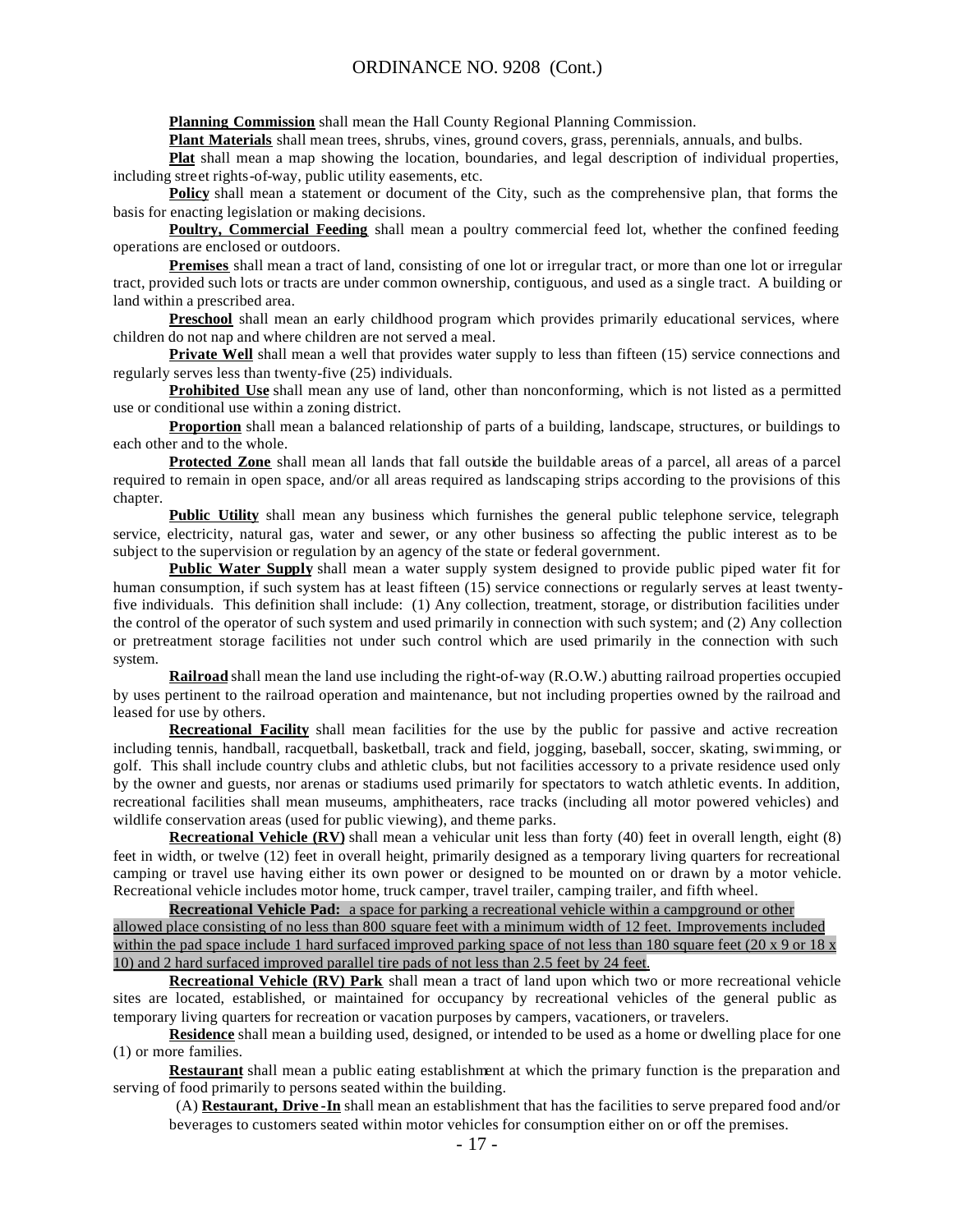**Planning Commission** shall mean the Hall County Regional Planning Commission.

**Plant Materials** shall mean trees, shrubs, vines, ground covers, grass, perennials, annuals, and bulbs.

**Plat** shall mean a map showing the location, boundaries, and legal description of individual properties, including street rights-of-way, public utility easements, etc.

**Policy** shall mean a statement or document of the City, such as the comprehensive plan, that forms the basis for enacting legislation or making decisions.

**Poultry, Commercial Feeding** shall mean a poultry commercial feed lot, whether the confined feeding operations are enclosed or outdoors.

**Premises** shall mean a tract of land, consisting of one lot or irregular tract, or more than one lot or irregular tract, provided such lots or tracts are under common ownership, contiguous, and used as a single tract. A building or land within a prescribed area.

**Preschool** shall mean an early childhood program which provides primarily educational services, where children do not nap and where children are not served a meal.

**Private Well** shall mean a well that provides water supply to less than fifteen (15) service connections and regularly serves less than twenty-five (25) individuals.

**Prohibited Use** shall mean any use of land, other than nonconforming, which is not listed as a permitted use or conditional use within a zoning district.

**Proportion** shall mean a balanced relationship of parts of a building, landscape, structures, or buildings to each other and to the whole.

**Protected Zone** shall mean all lands that fall outside the buildable areas of a parcel, all areas of a parcel required to remain in open space, and/or all areas required as landscaping strips according to the provisions of this chapter.

**Public Utility** shall mean any business which furnishes the general public telephone service, telegraph service, electricity, natural gas, water and sewer, or any other business so affecting the public interest as to be subject to the supervision or regulation by an agency of the state or federal government.

**Public Water Supply** shall mean a water supply system designed to provide public piped water fit for human consumption, if such system has at least fifteen (15) service connections or regularly serves at least twenty-five individuals. This definition shall include: (1) Any collection, treatment, storage, or distribution facilities under the control of the operator of such system and used primarily in connection with such system; and (2) Any collection or pretreatment storage facilities not under such control which are used primarily in the connection with such system.

**Railroad** shall mean the land use including the right-of-way (R.O.W.) abutting railroad properties occupied by uses pertinent to the railroad operation and maintenance, but not including properties owned by the railroad and leased for use by others.

**Recreational Facility** shall mean facilities for the use by the public for passive and active recreation including tennis, handball, racquetball, basketball, track and field, jogging, baseball, soccer, skating, swimming, or golf. This shall include country clubs and athletic clubs, but not facilities accessory to a private residence used only by the owner and guests, nor arenas or stadiums used primarily for spectators to watch athletic events. In addition, recreational facilities shall mean museums, amphitheaters, race tracks (including all motor powered vehicles) and wildlife conservation areas (used for public viewing), and theme parks.

**Recreational Vehicle (RV)** shall mean a vehicular unit less than forty (40) feet in overall length, eight (8) feet in width, or twelve (12) feet in overall height, primarily designed as a temporary living quarters for recreational camping or travel use having either its own power or designed to be mounted on or drawn by a motor vehicle. Recreational vehicle includes motor home, truck camper, travel trailer, camping trailer, and fifth wheel.

**Recreational Vehicle Pad:** a space for parking a recreational vehicle within a campground or other allowed place consisting of no less than 800 square feet with a minimum width of 12 feet. Improvements included within the pad space include 1 hard surfaced improved parking space of not less than 180 square feet (20 x 9 or 18 x 10) and 2 hard surfaced improved parallel tire pads of not less than 2.5 feet by 24 feet.

**Recreational Vehicle (RV) Park** shall mean a tract of land upon which two or more recreational vehicle sites are located, established, or maintained for occupancy by recreational vehicles of the general public as temporary living quarters for recreation or vacation purposes by campers, vacationers, or travelers.

**Residence** shall mean a building used, designed, or intended to be used as a home or dwelling place for one (1) or more families.

**Restaurant** shall mean a public eating establishment at which the primary function is the preparation and serving of food primarily to persons seated within the building.

(A) **Restaurant, Drive-In** shall mean an establishment that has the facilities to serve prepared food and/or beverages to customers seated within motor vehicles for consumption either on or off the premises.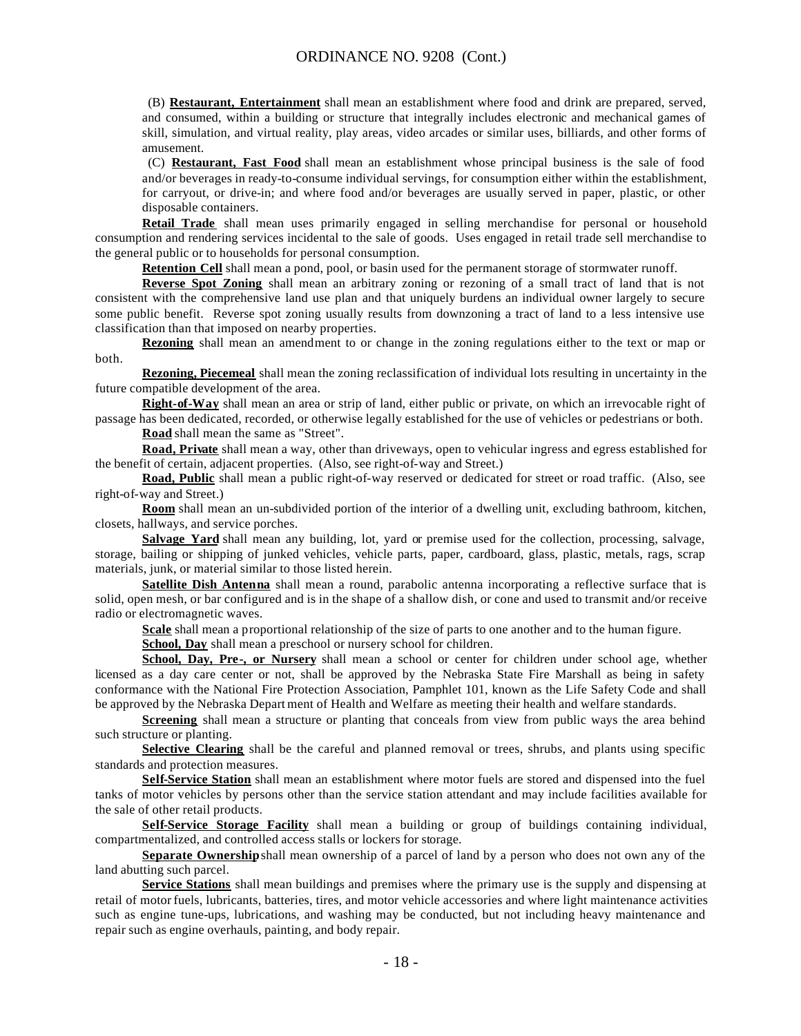(B) **Restaurant, Entertainment** shall mean an establishment where food and drink are prepared, served, and consumed, within a building or structure that integrally includes electronic and mechanical games of skill, simulation, and virtual reality, play areas, video arcades or similar uses, billiards, and other forms of amusement.

(C) **Restaurant, Fast Food** shall mean an establishment whose principal business is the sale of food and/or beverages in ready-to-consume individual servings, for consumption either within the establishment, for carryout, or drive-in; and where food and/or beverages are usually served in paper, plastic, or other disposable containers.

**Retail Trade** shall mean uses primarily engaged in selling merchandise for personal or household consumption and rendering services incidental to the sale of goods. Uses engaged in retail trade sell merchandise to the general public or to households for personal consumption.

**Retention Cell** shall mean a pond, pool, or basin used for the permanent storage of stormwater runoff.

**Reverse Spot Zoning** shall mean an arbitrary zoning or rezoning of a small tract of land that is not consistent with the comprehensive land use plan and that uniquely burdens an individual owner largely to secure some public benefit. Reverse spot zoning usually results from downzoning a tract of land to a less intensive use classification than that imposed on nearby properties.

**Rezoning** shall mean an amendment to or change in the zoning regulations either to the text or map or both.

**Rezoning, Piecemeal** shall mean the zoning reclassification of individual lots resulting in uncertainty in the future compatible development of the area.

**Right-of-Way** shall mean an area or strip of land, either public or private, on which an irrevocable right of passage has been dedicated, recorded, or otherwise legally established for the use of vehicles or pedestrians or both.

**Road** shall mean the same as "Street".

**Road, Private** shall mean a way, other than driveways, open to vehicular ingress and egress established for the benefit of certain, adjacent properties. (Also, see right-of-way and Street.)

**Road, Public** shall mean a public right-of-way reserved or dedicated for street or road traffic. (Also, see right-of-way and Street.)

**Room** shall mean an un-subdivided portion of the interior of a dwelling unit, excluding bathroom, kitchen, closets, hallways, and service porches.

**Salvage Yard** shall mean any building, lot, yard or premise used for the collection, processing, salvage, storage, bailing or shipping of junked vehicles, vehicle parts, paper, cardboard, glass, plastic, metals, rags, scrap materials, junk, or material similar to those listed herein.

**Satellite Dish Antenna** shall mean a round, parabolic antenna incorporating a reflective surface that is solid, open mesh, or bar configured and is in the shape of a shallow dish, or cone and used to transmit and/or receive radio or electromagnetic waves.

**Scale** shall mean a proportional relationship of the size of parts to one another and to the human figure.

**School, Day** shall mean a preschool or nursery school for children.

**School, Day, Pre-, or Nursery** shall mean a school or center for children under school age, whether licensed as a day care center or not, shall be approved by the Nebraska State Fire Marshall as being in safety conformance with the National Fire Protection Association, Pamphlet 101, known as the Life Safety Code and shall be approved by the Nebraska Department of Health and Welfare as meeting their health and welfare standards.

**Screening** shall mean a structure or planting that conceals from view from public ways the area behind such structure or planting.

**Selective Clearing** shall be the careful and planned removal or trees, shrubs, and plants using specific standards and protection measures.

**Self-Service Station** shall mean an establishment where motor fuels are stored and dispensed into the fuel tanks of motor vehicles by persons other than the service station attendant and may include facilities available for the sale of other retail products.

**Self-Service Storage Facility** shall mean a building or group of buildings containing individual, compartmentalized, and controlled access stalls or lockers for storage.

**Separate Ownership** shall mean ownership of a parcel of land by a person who does not own any of the land abutting such parcel.

**Service Stations** shall mean buildings and premises where the primary use is the supply and dispensing at retail of motor fuels, lubricants, batteries, tires, and motor vehicle accessories and where light maintenance activities such as engine tune-ups, lubrications, and washing may be conducted, but not including heavy maintenance and repair such as engine overhauls, painting, and body repair.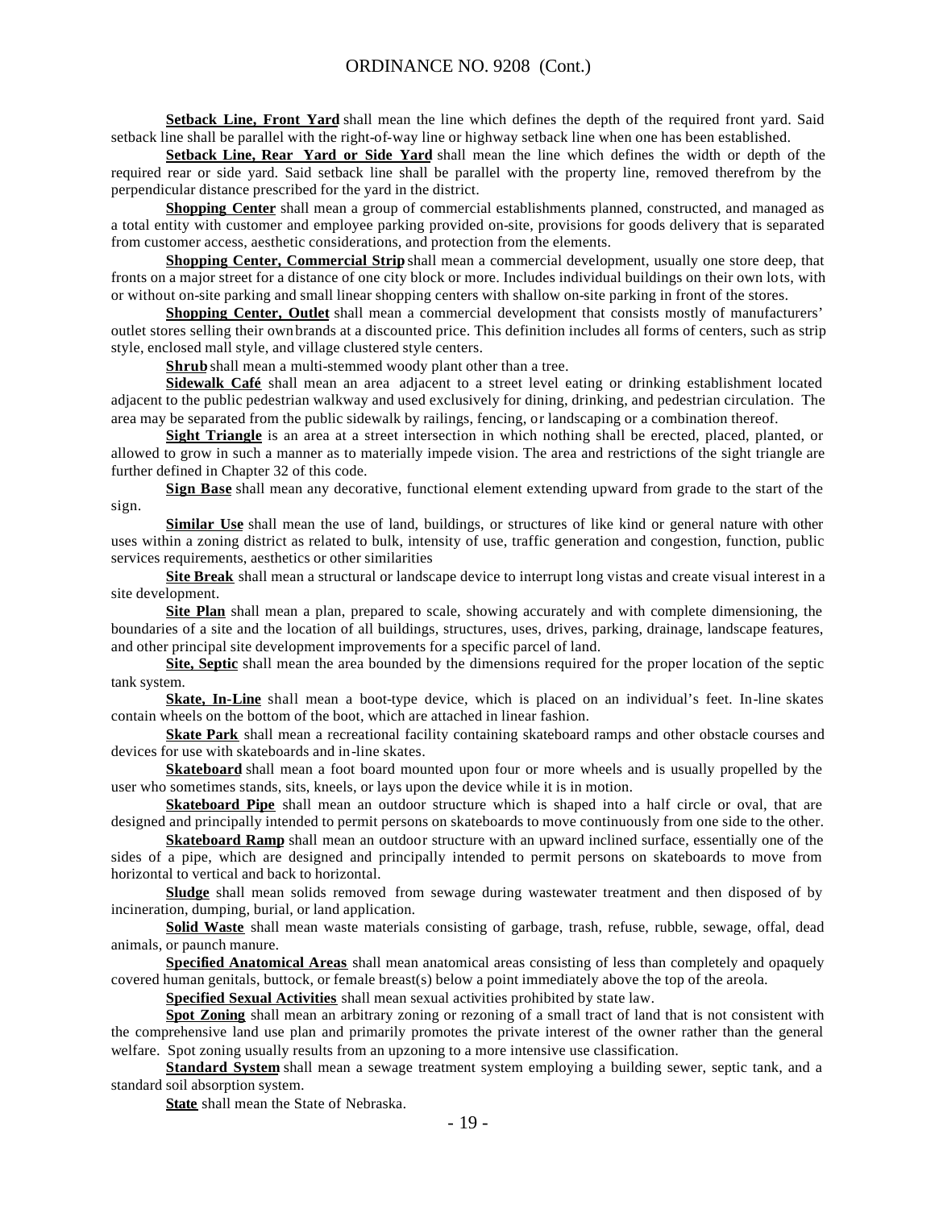**Setback Line, Front Yard** shall mean the line which defines the depth of the required front yard. Said setback line shall be parallel with the right-of-way line or highway setback line when one has been established.

**Setback Line, Rear Yard or Side Yard** shall mean the line which defines the width or depth of the required rear or side yard. Said setback line shall be parallel with the property line, removed therefrom by the perpendicular distance prescribed for the yard in the district.

**Shopping Center** shall mean a group of commercial establishments planned, constructed, and managed as a total entity with customer and employee parking provided on-site, provisions for goods delivery that is separated from customer access, aesthetic considerations, and protection from the elements.

**Shopping Center, Commercial Strip** shall mean a commercial development, usually one store deep, that fronts on a major street for a distance of one city block or more. Includes individual buildings on their own lots, with or without on-site parking and small linear shopping centers with shallow on-site parking in front of the stores.

**Shopping Center, Outlet** shall mean a commercial development that consists mostly of manufacturers' outlet stores selling their own brands at a discounted price. This definition includes all forms of centers, such as strip style, enclosed mall style, and village clustered style centers.

**Shrub** shall mean a multi-stemmed woody plant other than a tree.

**Sidewalk Café** shall mean an area adjacent to a street level eating or drinking establishment located adjacent to the public pedestrian walkway and used exclusively for dining, drinking, and pedestrian circulation. The area may be separated from the public sidewalk by railings, fencing, or landscaping or a combination thereof.

**Sight Triangle** is an area at a street intersection in which nothing shall be erected, placed, planted, or allowed to grow in such a manner as to materially impede vision. The area and restrictions of the sight triangle are further defined in Chapter 32 of this code.

**Sign Base** shall mean any decorative, functional element extending upward from grade to the start of the sign.

**Similar Use** shall mean the use of land, buildings, or structures of like kind or general nature with other uses within a zoning district as related to bulk, intensity of use, traffic generation and congestion, function, public services requirements, aesthetics or other similarities

**Site Break** shall mean a structural or landscape device to interrupt long vistas and create visual interest in a site development.

**Site Plan** shall mean a plan, prepared to scale, showing accurately and with complete dimensioning, the boundaries of a site and the location of all buildings, structures, uses, drives, parking, drainage, landscape features, and other principal site development improvements for a specific parcel of land.

**Site, Septic** shall mean the area bounded by the dimensions required for the proper location of the septic tank system.

**Skate, In-Line** shall mean a boot-type device, which is placed on an individual's feet. In-line skates contain wheels on the bottom of the boot, which are attached in linear fashion.

**Skate Park** shall mean a recreational facility containing skateboard ramps and other obstacle courses and devices for use with skateboards and in-line skates.

**Skateboard** shall mean a foot board mounted upon four or more wheels and is usually propelled by the user who sometimes stands, sits, kneels, or lays upon the device while it is in motion.

**Skateboard Pipe** shall mean an outdoor structure which is shaped into a half circle or oval, that are designed and principally intended to permit persons on skateboards to move continuously from one side to the other.

**Skateboard Ramp** shall mean an outdoor structure with an upward inclined surface, essentially one of the sides of a pipe, which are designed and principally intended to permit persons on skateboards to move from horizontal to vertical and back to horizontal.

**Sludge** shall mean solids removed from sewage during wastewater treatment and then disposed of by incineration, dumping, burial, or land application.

**Solid Waste** shall mean waste materials consisting of garbage, trash, refuse, rubble, sewage, offal, dead animals, or paunch manure.

**Specified Anatomical Areas** shall mean anatomical areas consisting of less than completely and opaquely covered human genitals, buttock, or female breast(s) below a point immediately above the top of the areola.

**Specified Sexual Activities** shall mean sexual activities prohibited by state law.

**Spot Zoning** shall mean an arbitrary zoning or rezoning of a small tract of land that is not consistent with the comprehensive land use plan and primarily promotes the private interest of the owner rather than the general welfare. Spot zoning usually results from an upzoning to a more intensive use classification.

**Standard System** shall mean a sewage treatment system employing a building sewer, septic tank, and a standard soil absorption system.

**State** shall mean the State of Nebraska.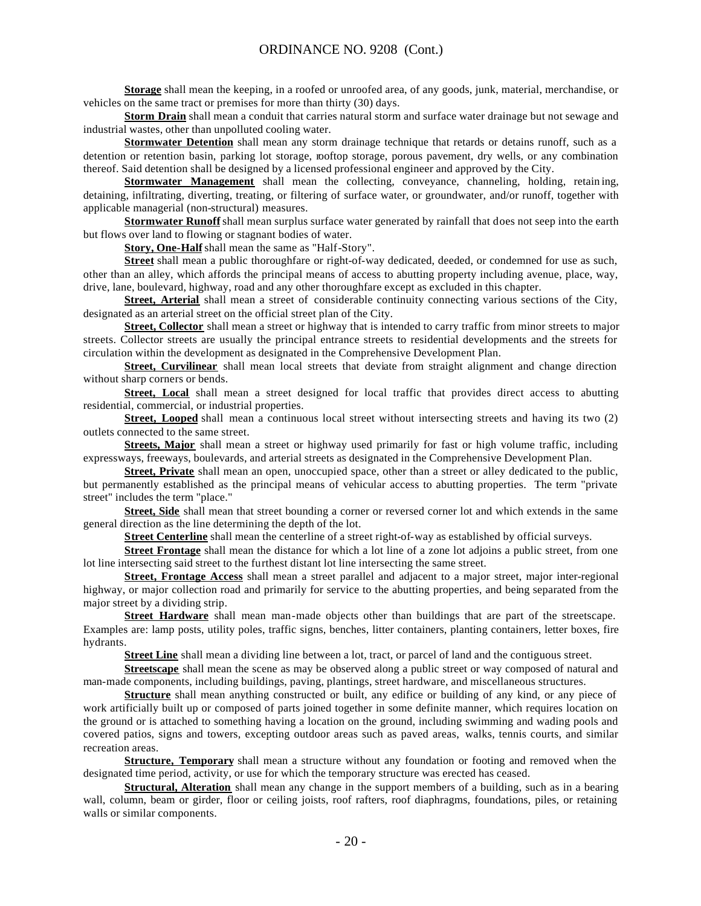**Storage** shall mean the keeping, in a roofed or unroofed area, of any goods, junk, material, merchandise, or vehicles on the same tract or premises for more than thirty (30) days.

**Storm Drain** shall mean a conduit that carries natural storm and surface water drainage but not sewage and industrial wastes, other than unpolluted cooling water.

**Stormwater Detention** shall mean any storm drainage technique that retards or detains runoff, such as a detention or retention basin, parking lot storage, rooftop storage, porous pavement, dry wells, or any combination thereof. Said detention shall be designed by a licensed professional engineer and approved by the City.

**Stormwater Management** shall mean the collecting, conveyance, channeling, holding, retaining, detaining, infiltrating, diverting, treating, or filtering of surface water, or groundwater, and/or runoff, together with applicable managerial (non-structural) measures.

**Stormwater Runoff** shall mean surplus surface water generated by rainfall that does not seep into the earth but flows over land to flowing or stagnant bodies of water.

**Story, One-Half** shall mean the same as "Half-Story".

**Street** shall mean a public thoroughfare or right-of-way dedicated, deeded, or condemned for use as such, other than an alley, which affords the principal means of access to abutting property including avenue, place, way, drive, lane, boulevard, highway, road and any other thoroughfare except as excluded in this chapter.

**Street, Arterial** shall mean a street of considerable continuity connecting various sections of the City, designated as an arterial street on the official street plan of the City.

**Street, Collector** shall mean a street or highway that is intended to carry traffic from minor streets to major streets. Collector streets are usually the principal entrance streets to residential developments and the streets for circulation within the development as designated in the Comprehensive Development Plan.

**Street, Curvilinear** shall mean local streets that deviate from straight alignment and change direction without sharp corners or bends.

**Street, Local** shall mean a street designed for local traffic that provides direct access to abutting residential, commercial, or industrial properties.

**Street, Looped** shall mean a continuous local street without intersecting streets and having its two (2) outlets connected to the same street.

**Streets, Major** shall mean a street or highway used primarily for fast or high volume traffic, including expressways, freeways, boulevards, and arterial streets as designated in the Comprehensive Development Plan.

**Street, Private** shall mean an open, unoccupied space, other than a street or alley dedicated to the public, but permanently established as the principal means of vehicular access to abutting properties. The term "private street" includes the term "place."

**Street, Side** shall mean that street bounding a corner or reversed corner lot and which extends in the same general direction as the line determining the depth of the lot.

**Street Centerline** shall mean the centerline of a street right-of-way as established by official surveys.

**Street Frontage** shall mean the distance for which a lot line of a zone lot adjoins a public street, from one lot line intersecting said street to the furthest distant lot line intersecting the same street.

**Street, Frontage Access** shall mean a street parallel and adjacent to a major street, major inter-regional highway, or major collection road and primarily for service to the abutting properties, and being separated from the major street by a dividing strip.

**Street Hardware** shall mean man-made objects other than buildings that are part of the streetscape. Examples are: lamp posts, utility poles, traffic signs, benches, litter containers, planting containers, letter boxes, fire hydrants.

**Street Line** shall mean a dividing line between a lot, tract, or parcel of land and the contiguous street.

**Streetscape** shall mean the scene as may be observed along a public street or way composed of natural and man-made components, including buildings, paving, plantings, street hardware, and miscellaneous structures.

**Structure** shall mean anything constructed or built, any edifice or building of any kind, or any piece of work artificially built up or composed of parts joined together in some definite manner, which requires location on the ground or is attached to something having a location on the ground, including swimming and wading pools and covered patios, signs and towers, excepting outdoor areas such as paved areas, walks, tennis courts, and similar recreation areas.

**Structure, Temporary** shall mean a structure without any foundation or footing and removed when the designated time period, activity, or use for which the temporary structure was erected has ceased.

**Structural, Alteration** shall mean any change in the support members of a building, such as in a bearing wall, column, beam or girder, floor or ceiling joists, roof rafters, roof diaphragms, foundations, piles, or retaining walls or similar components.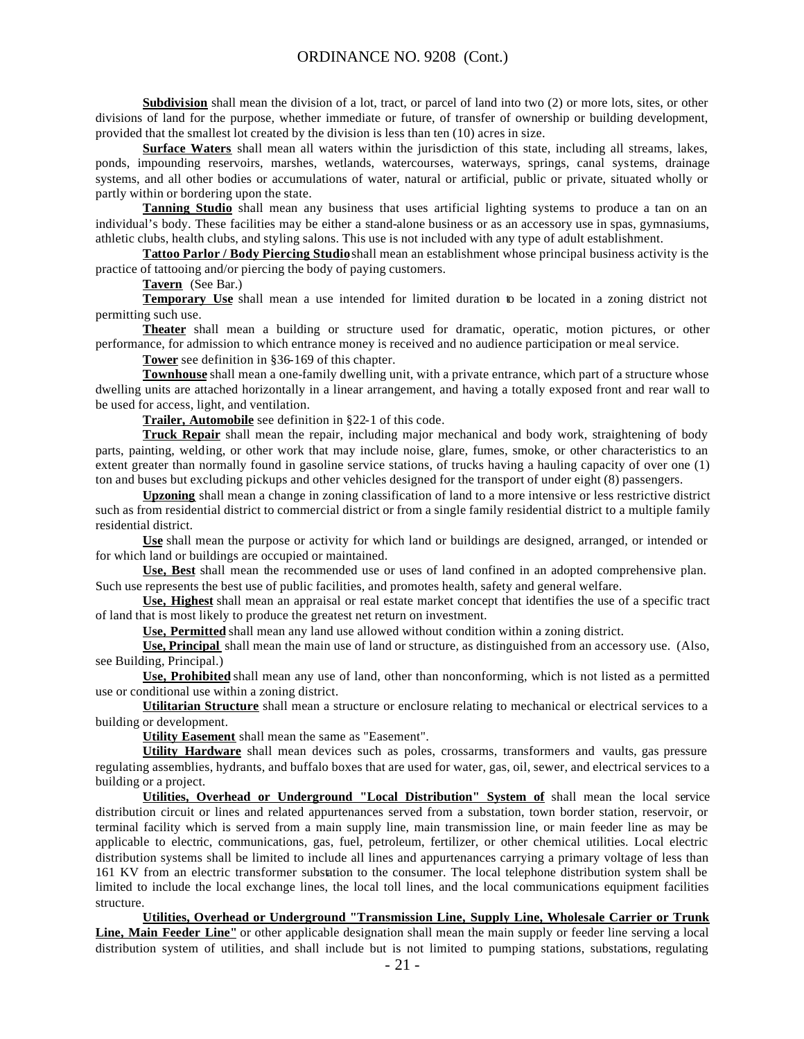**Subdivision** shall mean the division of a lot, tract, or parcel of land into two (2) or more lots, sites, or other divisions of land for the purpose, whether immediate or future, of transfer of ownership or building development, provided that the smallest lot created by the division is less than ten (10) acres in size.

**Surface Waters** shall mean all waters within the jurisdiction of this state, including all streams, lakes, ponds, impounding reservoirs, marshes, wetlands, watercourses, waterways, springs, canal systems, drainage systems, and all other bodies or accumulations of water, natural or artificial, public or private, situated wholly or partly within or bordering upon the state.

**Tanning Studio** shall mean any business that uses artificial lighting systems to produce a tan on an individual's body. These facilities may be either a stand-alone business or as an accessory use in spas, gymnasiums, athletic clubs, health clubs, and styling salons. This use is not included with any type of adult establishment.

**Tattoo Parlor / Body Piercing Studio** shall mean an establishment whose principal business activity is the practice of tattooing and/or piercing the body of paying customers.

**Tavern** (See Bar.)

**Temporary Use** shall mean a use intended for limited duration to be located in a zoning district not permitting such use.

**Theater** shall mean a building or structure used for dramatic, operatic, motion pictures, or other performance, for admission to which entrance money is received and no audience participation or meal service.

**Tower** see definition in §36-169 of this chapter.

**Townhouse** shall mean a one-family dwelling unit, with a private entrance, which part of a structure whose dwelling units are attached horizontally in a linear arrangement, and having a totally exposed front and rear wall to be used for access, light, and ventilation.

**Trailer, Automobile** see definition in §22-1 of this code.

**Truck Repair** shall mean the repair, including major mechanical and body work, straightening of body parts, painting, welding, or other work that may include noise, glare, fumes, smoke, or other characteristics to an extent greater than normally found in gasoline service stations, of trucks having a hauling capacity of over one (1) ton and buses but excluding pickups and other vehicles designed for the transport of under eight (8) passengers.

**Upzoning** shall mean a change in zoning classification of land to a more intensive or less restrictive district such as from residential district to commercial district or from a single family residential district to a multiple family residential district.

**Use** shall mean the purpose or activity for which land or buildings are designed, arranged, or intended or for which land or buildings are occupied or maintained.

**Use, Best** shall mean the recommended use or uses of land confined in an adopted comprehensive plan. Such use represents the best use of public facilities, and promotes health, safety and general welfare.

**Use, Highest** shall mean an appraisal or real estate market concept that identifies the use of a specific tract of land that is most likely to produce the greatest net return on investment.

**Use, Permitted** shall mean any land use allowed without condition within a zoning district.

**Use, Principal** shall mean the main use of land or structure, as distinguished from an accessory use. (Also, see Building, Principal.)

**Use, Prohibited** shall mean any use of land, other than nonconforming, which is not listed as a permitted use or conditional use within a zoning district.

**Utilitarian Structure** shall mean a structure or enclosure relating to mechanical or electrical services to a building or development.

**Utility Easement** shall mean the same as "Easement".

**Utility Hardware** shall mean devices such as poles, crossarms, transformers and vaults, gas pressure regulating assemblies, hydrants, and buffalo boxes that are used for water, gas, oil, sewer, and electrical services to a building or a project.

**Utilities, Overhead or Underground "Local Distribution" System of** shall mean the local service distribution circuit or lines and related appurtenances served from a substation, town border station, reservoir, or terminal facility which is served from a main supply line, main transmission line, or main feeder line as may be applicable to electric, communications, gas, fuel, petroleum, fertilizer, or other chemical utilities. Local electric distribution systems shall be limited to include all lines and appurtenances carrying a primary voltage of less than 161 KV from an electric transformer substation to the consumer. The local telephone distribution system shall be limited to include the local exchange lines, the local toll lines, and the local communications equipment facilities structure.

**Utilities, Overhead or Underground "Transmission Line, Supply Line, Wholesale Carrier or Trunk Line, Main Feeder Line"** or other applicable designation shall mean the main supply or feeder line serving a local distribution system of utilities, and shall include but is not limited to pumping stations, substations, regulating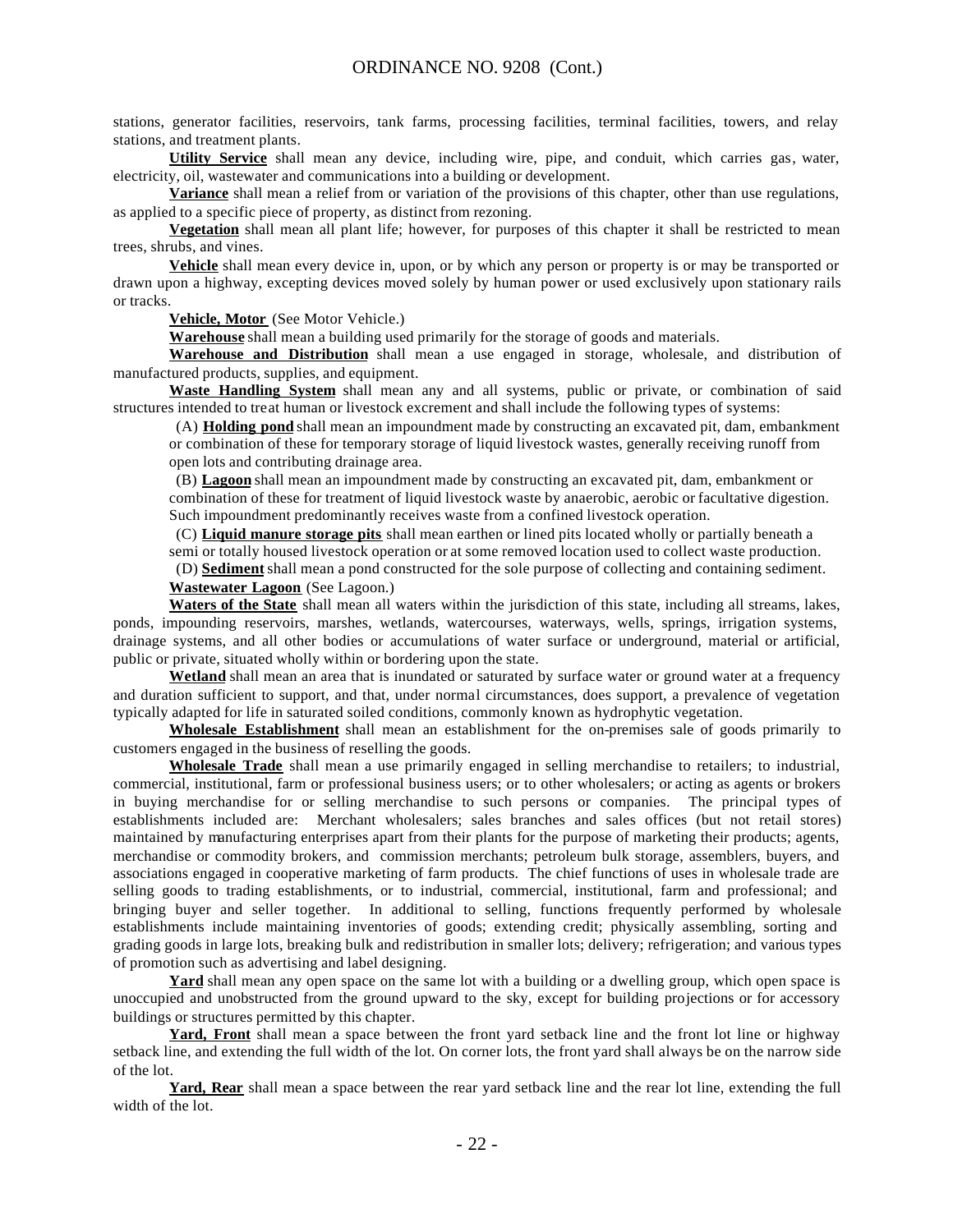stations, generator facilities, reservoirs, tank farms, processing facilities, terminal facilities, towers, and relay stations, and treatment plants.

**Utility Service** shall mean any device, including wire, pipe, and conduit, which carries gas, water, electricity, oil, wastewater and communications into a building or development.

**Variance** shall mean a relief from or variation of the provisions of this chapter, other than use regulations, as applied to a specific piece of property, as distinct from rezoning.

**Vegetation** shall mean all plant life; however, for purposes of this chapter it shall be restricted to mean trees, shrubs, and vines.

**Vehicle** shall mean every device in, upon, or by which any person or property is or may be transported or drawn upon a highway, excepting devices moved solely by human power or used exclusively upon stationary rails or tracks.

**Vehicle, Motor** (See Motor Vehicle.)

**Warehouse** shall mean a building used primarily for the storage of goods and materials.

**Warehouse and Distribution** shall mean a use engaged in storage, wholesale, and distribution of manufactured products, supplies, and equipment.

**Waste Handling System** shall mean any and all systems, public or private, or combination of said structures intended to treat human or livestock excrement and shall include the following types of systems:

(A) **Holding pond** shall mean an impoundment made by constructing an excavated pit, dam, embankment or combination of these for temporary storage of liquid livestock wastes, generally receiving runoff from open lots and contributing drainage area.

(B) **Lagoon** shall mean an impoundment made by constructing an excavated pit, dam, embankment or combination of these for treatment of liquid livestock waste by anaerobic, aerobic or facultative digestion. Such impoundment predominantly receives waste from a confined livestock operation.

(C) **Liquid manure storage pits** shall mean earthen or lined pits located wholly or partially beneath a semi or totally housed livestock operation or at some removed location used to collect waste production.

(D) **Sediment** shall mean a pond constructed for the sole purpose of collecting and containing sediment.

**Wastewater Lagoon** (See Lagoon.)

**Waters of the State** shall mean all waters within the jurisdiction of this state, including all streams, lakes, ponds, impounding reservoirs, marshes, wetlands, watercourses, waterways, wells, springs, irrigation systems, drainage systems, and all other bodies or accumulations of water surface or underground, material or artificial, public or private, situated wholly within or bordering upon the state.

**Wetland** shall mean an area that is inundated or saturated by surface water or ground water at a frequency and duration sufficient to support, and that, under normal circumstances, does support, a prevalence of vegetation typically adapted for life in saturated soiled conditions, commonly known as hydrophytic vegetation.

**Wholesale Establishment** shall mean an establishment for the on-premises sale of goods primarily to customers engaged in the business of reselling the goods.

**Wholesale Trade** shall mean a use primarily engaged in selling merchandise to retailers; to industrial, commercial, institutional, farm or professional business users; or to other wholesalers; or acting as agents or brokers in buying merchandise for or selling merchandise to such persons or companies. The principal types of establishments included are: Merchant wholesalers; sales branches and sales offices (but not retail stores) maintained by manufacturing enterprises apart from their plants for the purpose of marketing their products; agents, merchandise or commodity brokers, and commission merchants; petroleum bulk storage, assemblers, buyers, and associations engaged in cooperative marketing of farm products. The chief functions of uses in wholesale trade are selling goods to trading establishments, or to industrial, commercial, institutional, farm and professional; and bringing buyer and seller together. In additional to selling, functions frequently performed by wholesale establishments include maintaining inventories of goods; extending credit; physically assembling, sorting and grading goods in large lots, breaking bulk and redistribution in smaller lots; delivery; refrigeration; and various types of promotion such as advertising and label designing.

**Yard** shall mean any open space on the same lot with a building or a dwelling group, which open space is unoccupied and unobstructed from the ground upward to the sky, except for building projections or for accessory buildings or structures permitted by this chapter.

**Yard, Front** shall mean a space between the front yard setback line and the front lot line or highway setback line, and extending the full width of the lot. On corner lots, the front yard shall always be on the narrow side of the lot.

**Yard, Rear** shall mean a space between the rear yard setback line and the rear lot line, extending the full width of the lot.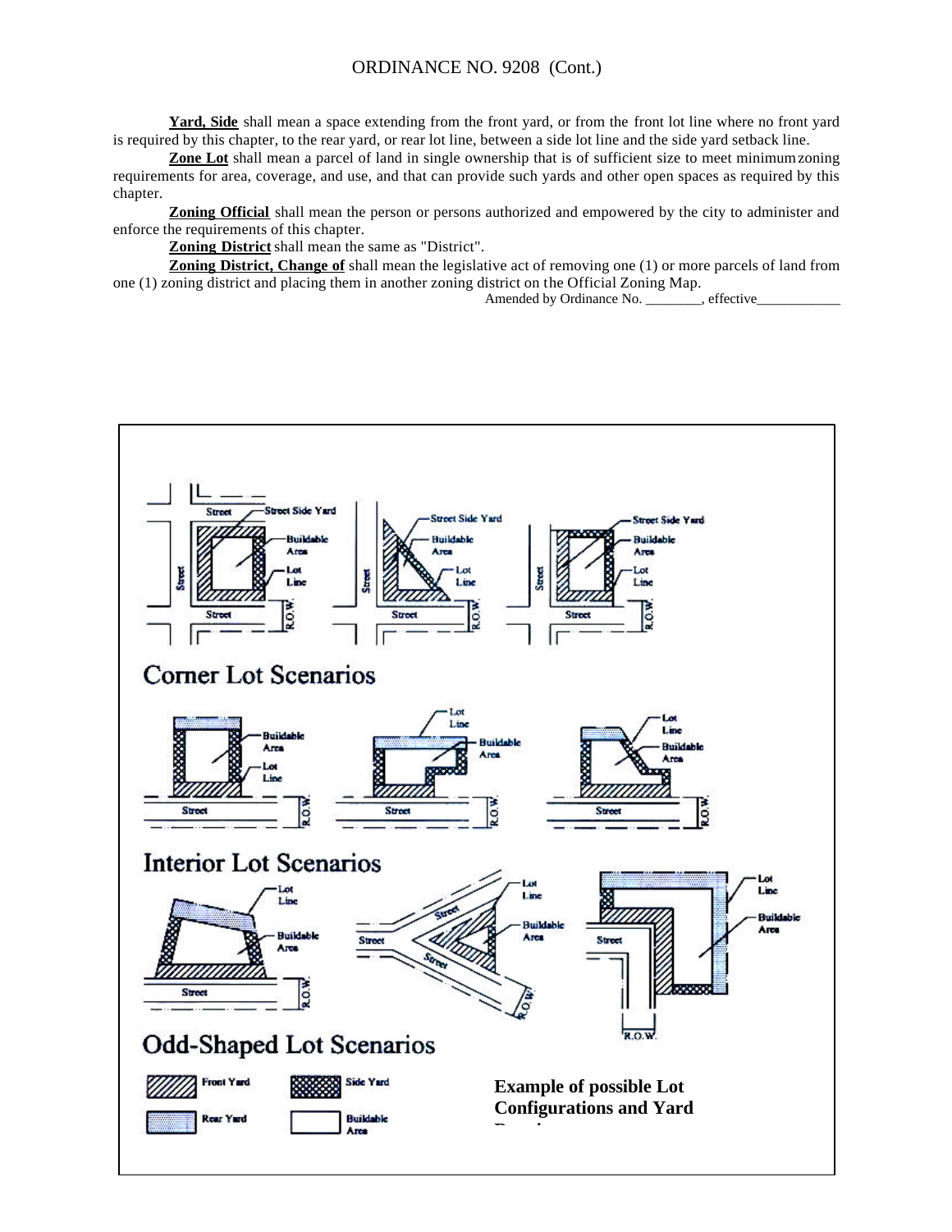**Yard, Side** shall mean a space extending from the front yard, or from the front lot line where no front yard is required by this chapter, to the rear yard, or rear lot line, between a side lot line and the side yard setback line.

**Zone Lot** shall mean a parcel of land in single ownership that is of sufficient size to meet minimum zoning requirements for area, coverage, and use, and that can provide such yards and other open spaces as required by this chapter.

**Zoning Official** shall mean the person or persons authorized and empowered by the city to administer and enforce the requirements of this chapter.

**Zoning District** shall mean the same as "District".

**Zoning District, Change of** shall mean the legislative act of removing one (1) or more parcels of land from one (1) zoning district and placing them in another zoning district on the Official Zoning Map.

Amended by Ordinance No. ________, effective____________

Corner Lot Scenarios

Interior Lot Scenarios

Odd-Shaped Lot Scenarios

Front Yard | Side Yard | Rear Yard | Buildable Area

**Example of possible Lot Configurations and Yard**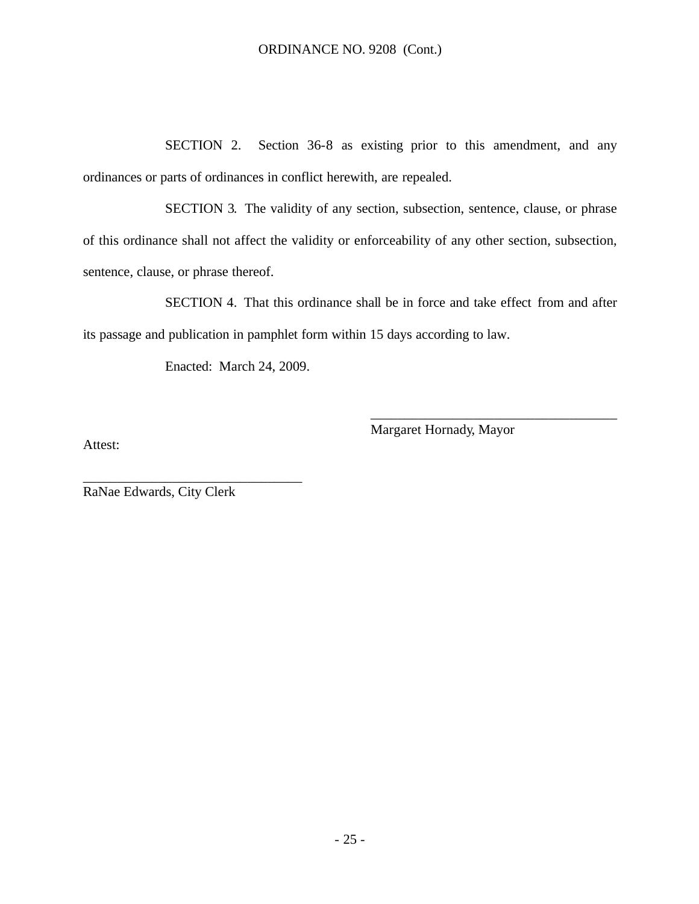ORDINANCE NO. 9208 (Cont.)

SECTION 2. Section 36-8 as existing prior to this amendment, and any ordinances or parts of ordinances in conflict herewith, are repealed.

SECTION 3. The validity of any section, subsection, sentence, clause, or phrase of this ordinance shall not affect the validity or enforceability of any other section, subsection, sentence, clause, or phrase thereof.

SECTION 4. That this ordinance shall be in force and take effect from and after its passage and publication in pamphlet form within 15 days according to law.

Enacted: March 24, 2009.

\_\_\_\_\_\_\_\_\_\_\_\_\_\_\_\_\_\_\_\_\_\_\_\_\_\_\_\_\_\_\_\_\_\_\_\_
Margaret Hornady, Mayor

Attest:

\_\_\_\_\_\_\_\_\_\_\_\_\_\_\_\_\_\_\_\_\_\_\_\_\_\_\_\_\_\_\_\_
RaNae Edwards, City Clerk